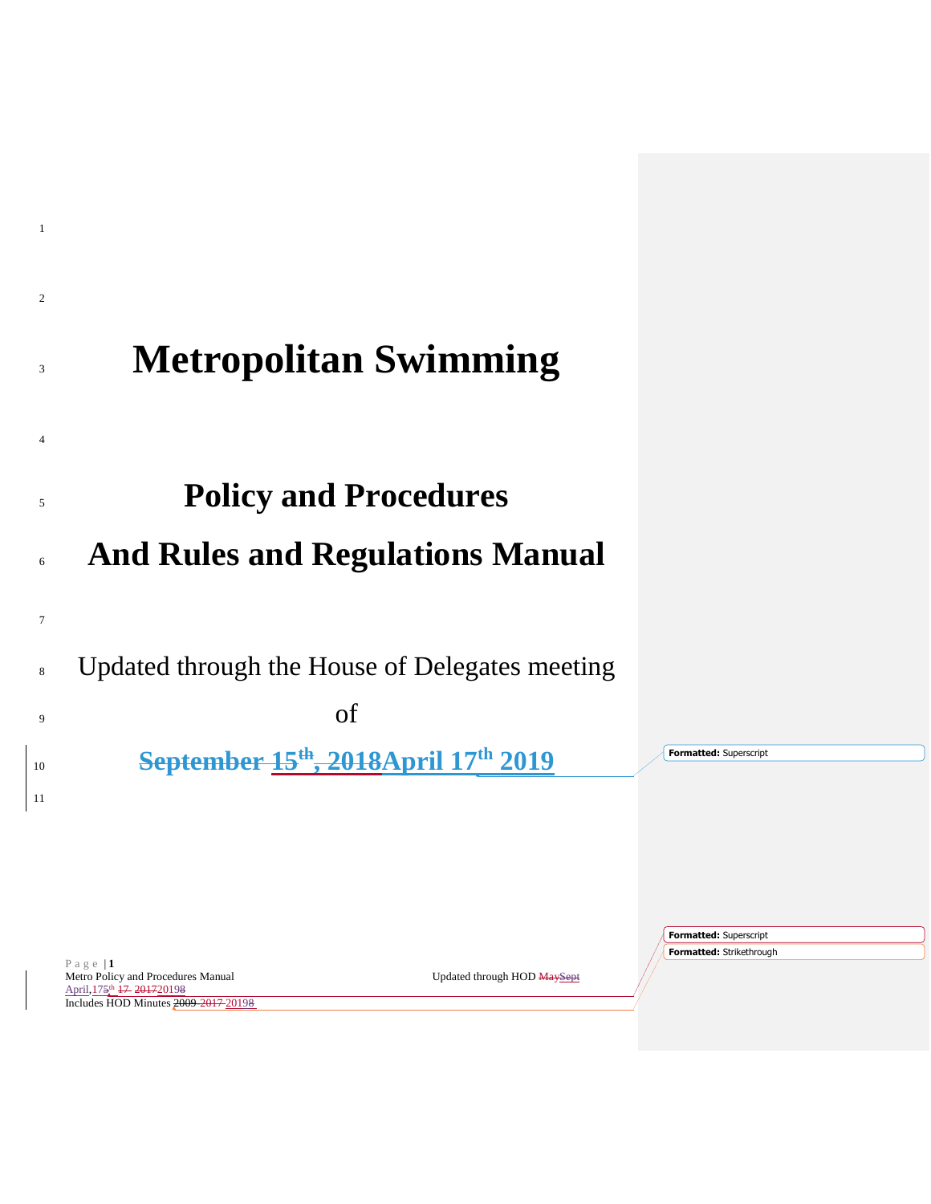# Metropolitan Swimming

# Policy and Procedures

# And Rules and Regulations Manual

Updated through the House of Delegates meeting

of

**~~September 15th, 2018~~April 17th 2019**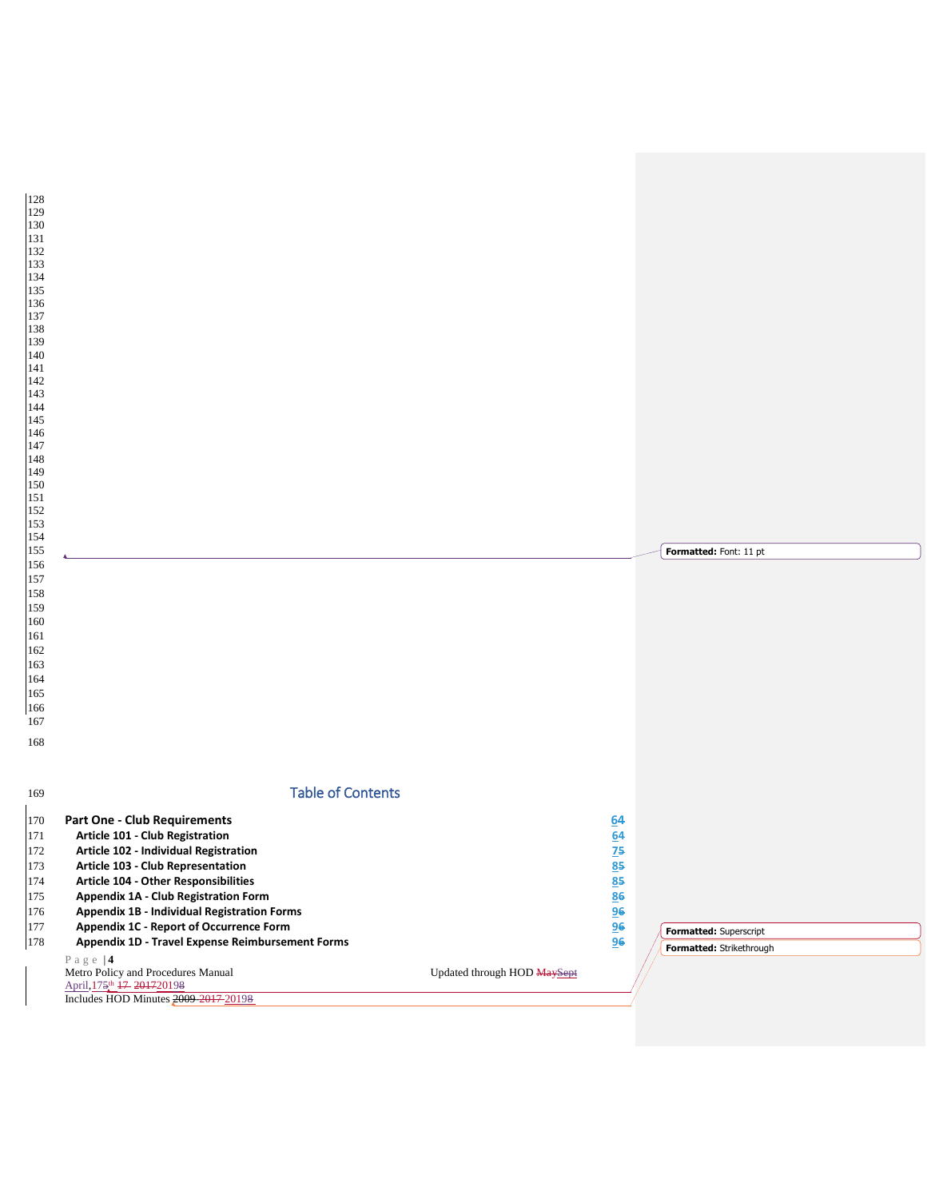# Table of Contents

| | |
|---|---|
| **Part One - Club Requirements** | 64 |
| **Article 101 - Club Registration** | 64 |
| **Article 102 - Individual Registration** | 75 |
| **Article 103 - Club Representation** | 85 |
| **Article 104 - Other Responsibilities** | 85 |
| **Appendix 1A - Club Registration Form** | 86 |
| **Appendix 1B - Individual Registration Forms** | 96 |
| **Appendix 1C - Report of Occurrence Form** | 96 |
| **Appendix 1D - Travel Expense Reimbursement Forms** | 96 |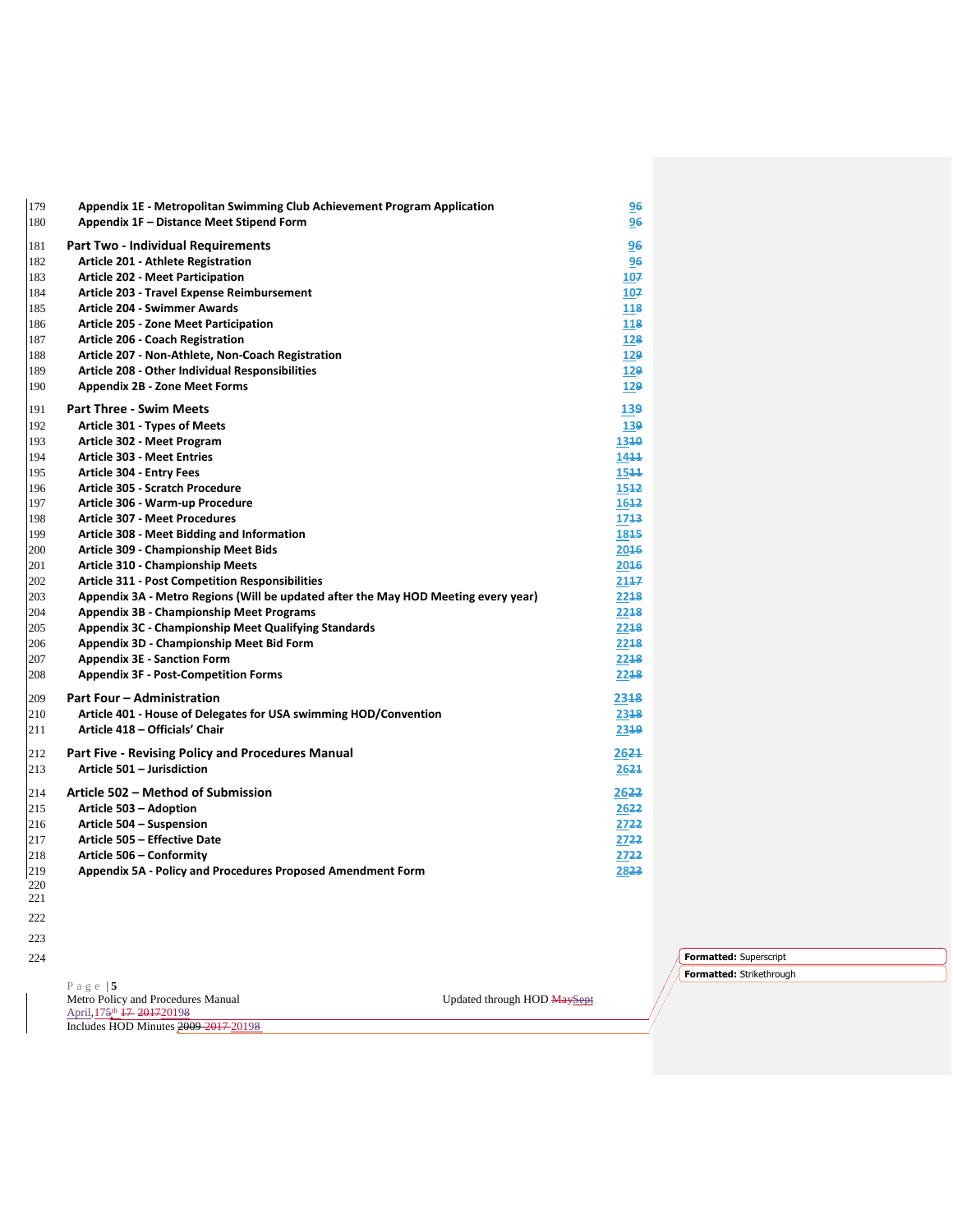| | |
|---|---|
| **Appendix 1E - Metropolitan Swimming Club Achievement Program Application** | **96** |
| **Appendix 1F – Distance Meet Stipend Form** | **96** |
| **Part Two - Individual Requirements** | **96** |
| **Article 201 - Athlete Registration** | **96** |
| **Article 202 - Meet Participation** | **107** |
| **Article 203 - Travel Expense Reimbursement** | **107** |
| **Article 204 - Swimmer Awards** | **118** |
| **Article 205 - Zone Meet Participation** | **118** |
| **Article 206 - Coach Registration** | **128** |
| **Article 207 - Non-Athlete, Non-Coach Registration** | **129** |
| **Article 208 - Other Individual Responsibilities** | **129** |
| **Appendix 2B - Zone Meet Forms** | **129** |
| **Part Three - Swim Meets** | **139** |
| **Article 301 - Types of Meets** | **139** |
| **Article 302 - Meet Program** | **1310** |
| **Article 303 - Meet Entries** | **1411** |
| **Article 304 - Entry Fees** | **1511** |
| **Article 305 - Scratch Procedure** | **1512** |
| **Article 306 - Warm-up Procedure** | **1612** |
| **Article 307 - Meet Procedures** | **1713** |
| **Article 308 - Meet Bidding and Information** | **1815** |
| **Article 309 - Championship Meet Bids** | **2016** |
| **Article 310 - Championship Meets** | **2016** |
| **Article 311 - Post Competition Responsibilities** | **2117** |
| **Appendix 3A - Metro Regions (Will be updated after the May HOD Meeting every year)** | **2218** |
| **Appendix 3B - Championship Meet Programs** | **2218** |
| **Appendix 3C - Championship Meet Qualifying Standards** | **2218** |
| **Appendix 3D - Championship Meet Bid Form** | **2218** |
| **Appendix 3E - Sanction Form** | **2218** |
| **Appendix 3F - Post-Competition Forms** | **2218** |
| **Part Four – Administration** | **2318** |
| **Article 401 - House of Delegates for USA swimming HOD/Convention** | **2318** |
| **Article 418 – Officials' Chair** | **2319** |
| **Part Five - Revising Policy and Procedures Manual** | **2621** |
| **Article 501 – Jurisdiction** | **2621** |
| **Article 502 – Method of Submission** | **2622** |
| **Article 503 – Adoption** | **2622** |
| **Article 504 – Suspension** | **2722** |
| **Article 505 – Effective Date** | **2722** |
| **Article 506 – Conformity** | **2722** |
| **Appendix 5A - Policy and Procedures Proposed Amendment Form** | **2823** |

Formatted: Superscript

Formatted: Strikethrough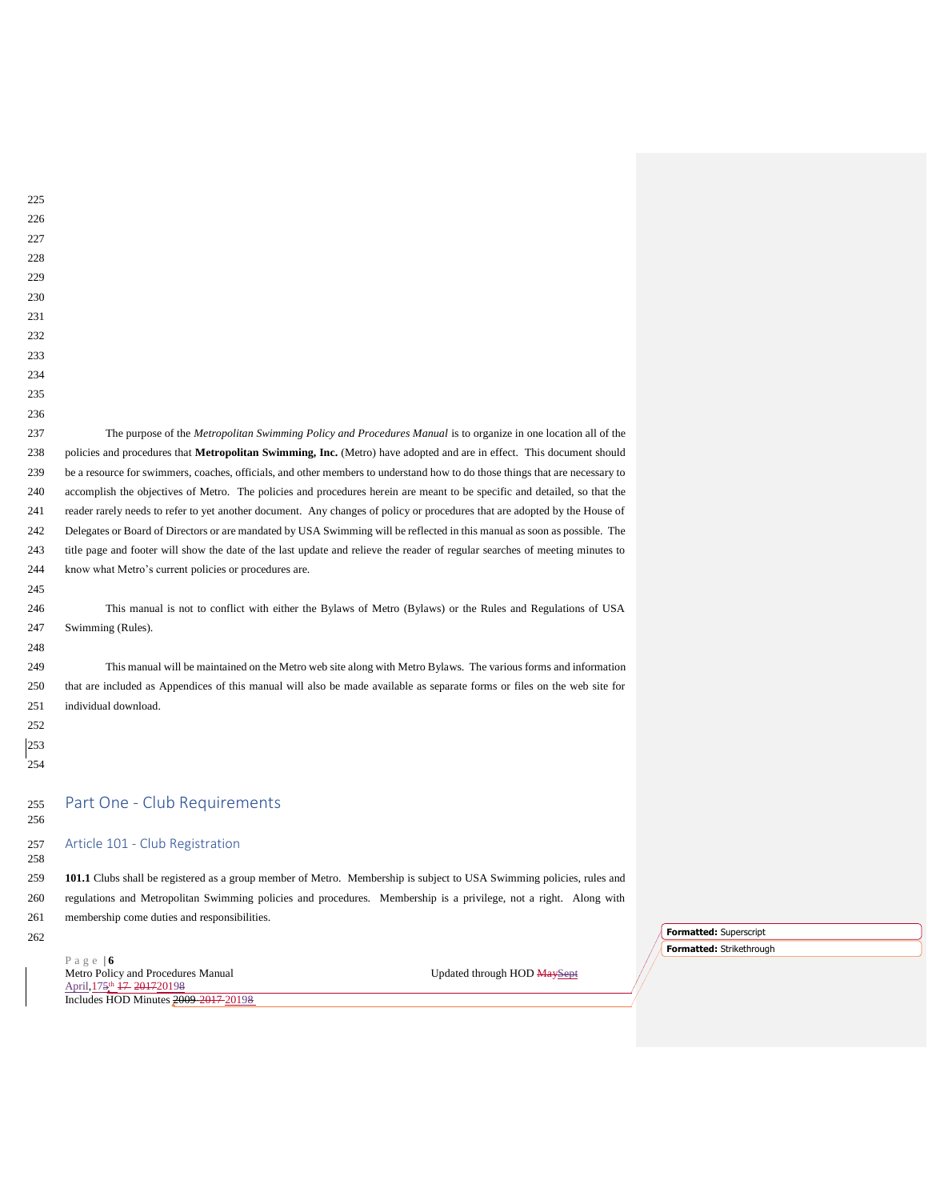The purpose of the *Metropolitan Swimming Policy and Procedures Manual* is to organize in one location all of the policies and procedures that **Metropolitan Swimming, Inc.** (Metro) have adopted and are in effect. This document should be a resource for swimmers, coaches, officials, and other members to understand how to do those things that are necessary to accomplish the objectives of Metro. The policies and procedures herein are meant to be specific and detailed, so that the reader rarely needs to refer to yet another document. Any changes of policy or procedures that are adopted by the House of Delegates or Board of Directors or are mandated by USA Swimming will be reflected in this manual as soon as possible. The title page and footer will show the date of the last update and relieve the reader of regular searches of meeting minutes to know what Metro's current policies or procedures are.

This manual is not to conflict with either the Bylaws of Metro (Bylaws) or the Rules and Regulations of USA Swimming (Rules).

This manual will be maintained on the Metro web site along with Metro Bylaws. The various forms and information that are included as Appendices of this manual will also be made available as separate forms or files on the web site for individual download.

# Part One - Club Requirements

## Article 101 - Club Registration

**101.1** Clubs shall be registered as a group member of Metro. Membership is subject to USA Swimming policies, rules and regulations and Metropolitan Swimming policies and procedures. Membership is a privilege, not a right. Along with membership come duties and responsibilities.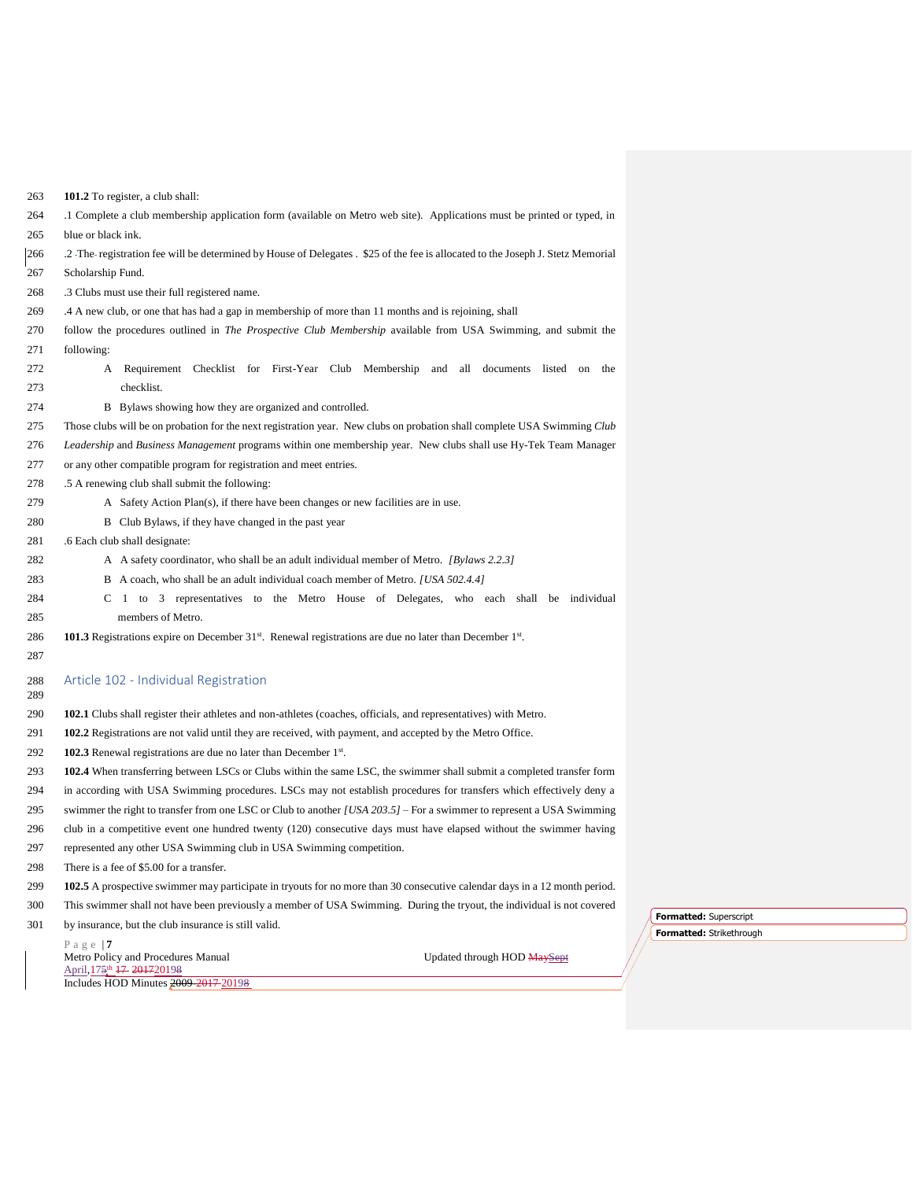**101.2** To register, a club shall:

.1 Complete a club membership application form (available on Metro web site). Applications must be printed or typed, in blue or black ink.

.2 The registration fee will be determined by House of Delegates . $25 of the fee is allocated to the Joseph J. Stetz Memorial Scholarship Fund.

.3 Clubs must use their full registered name.

.4 A new club, or one that has had a gap in membership of more than 11 months and is rejoining, shall follow the procedures outlined in *The Prospective Club Membership* available from USA Swimming, and submit the following:

- A Requirement Checklist for First-Year Club Membership and all documents listed on the checklist.
- B Bylaws showing how they are organized and controlled.

Those clubs will be on probation for the next registration year. New clubs on probation shall complete USA Swimming *Club Leadership* and *Business Management* programs within one membership year. New clubs shall use Hy-Tek Team Manager or any other compatible program for registration and meet entries.

.5 A renewing club shall submit the following:

- A Safety Action Plan(s), if there have been changes or new facilities are in use.
- B Club Bylaws, if they have changed in the past year

.6 Each club shall designate:

- A A safety coordinator, who shall be an adult individual member of Metro. *[Bylaws 2.2.3]*
- B A coach, who shall be an adult individual coach member of Metro. *[USA 502.4.4]*
- C 1 to 3 representatives to the Metro House of Delegates, who each shall be individual members of Metro.

**101.3** Registrations expire on December 31st. Renewal registrations are due no later than December 1st.

## Article 102 - Individual Registration

**102.1** Clubs shall register their athletes and non-athletes (coaches, officials, and representatives) with Metro.

**102.2** Registrations are not valid until they are received, with payment, and accepted by the Metro Office.

**102.3** Renewal registrations are due no later than December 1st.

**102.4** When transferring between LSCs or Clubs within the same LSC, the swimmer shall submit a completed transfer form in according with USA Swimming procedures. LSCs may not establish procedures for transfers which effectively deny a swimmer the right to transfer from one LSC or Club to another *[USA 203.5]* – For a swimmer to represent a USA Swimming club in a competitive event one hundred twenty (120) consecutive days must have elapsed without the swimmer having represented any other USA Swimming club in USA Swimming competition.

There is a fee of $5.00 for a transfer.

**102.5** A prospective swimmer may participate in tryouts for no more than 30 consecutive calendar days in a 12 month period. This swimmer shall not have been previously a member of USA Swimming. During the tryout, the individual is not covered by insurance, but the club insurance is still valid.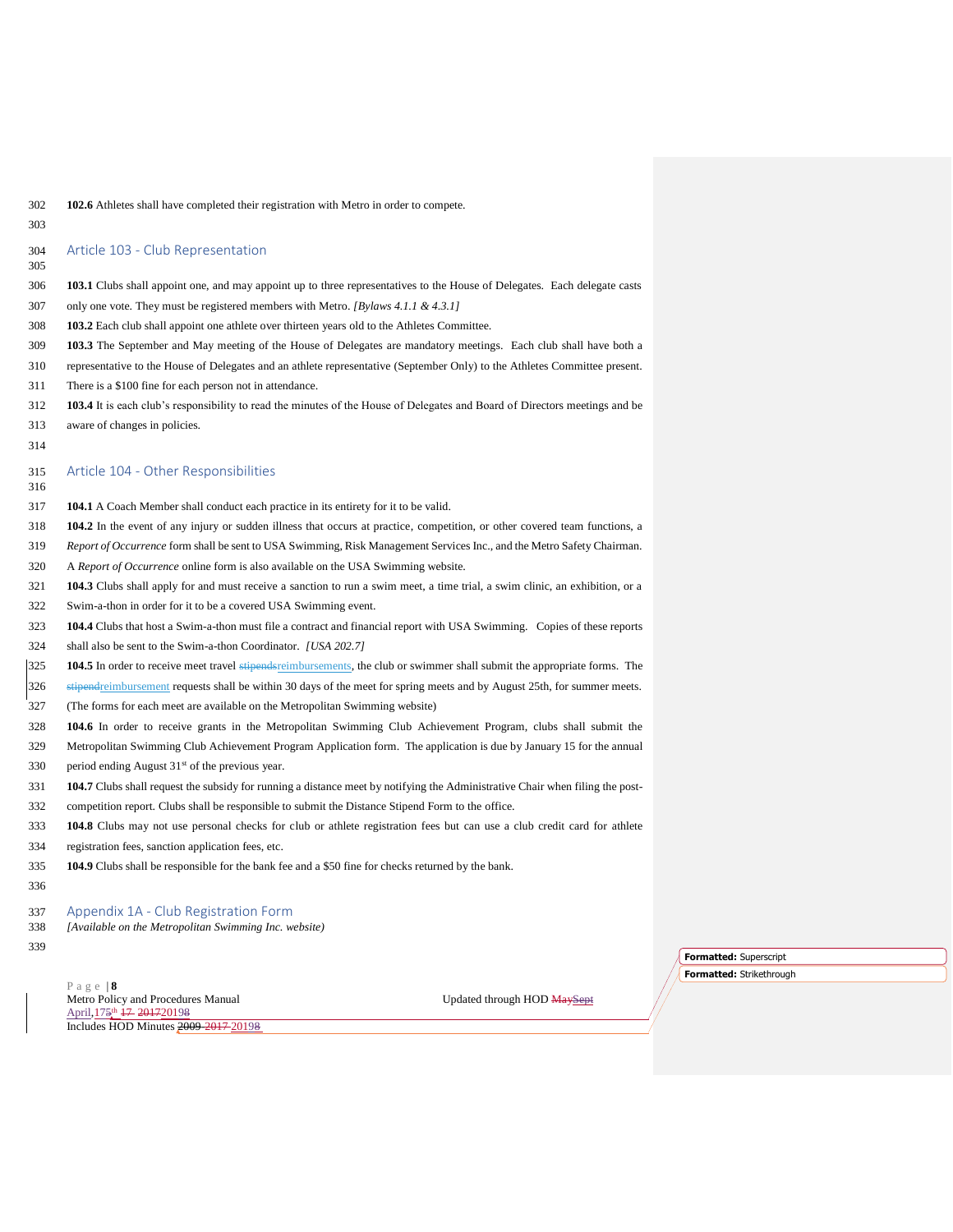**102.6** Athletes shall have completed their registration with Metro in order to compete.

## Article 103 - Club Representation

**103.1** Clubs shall appoint one, and may appoint up to three representatives to the House of Delegates. Each delegate casts only one vote. They must be registered members with Metro. *[Bylaws 4.1.1 & 4.3.1]*

**103.2** Each club shall appoint one athlete over thirteen years old to the Athletes Committee.

**103.3** The September and May meeting of the House of Delegates are mandatory meetings. Each club shall have both a representative to the House of Delegates and an athlete representative (September Only) to the Athletes Committee present. There is a $100 fine for each person not in attendance.

**103.4** It is each club's responsibility to read the minutes of the House of Delegates and Board of Directors meetings and be aware of changes in policies.

## Article 104 - Other Responsibilities

**104.1** A Coach Member shall conduct each practice in its entirety for it to be valid.

**104.2** In the event of any injury or sudden illness that occurs at practice, competition, or other covered team functions, a *Report of Occurrence* form shall be sent to USA Swimming, Risk Management Services Inc., and the Metro Safety Chairman. A *Report of Occurrence* online form is also available on the USA Swimming website.

**104.3** Clubs shall apply for and must receive a sanction to run a swim meet, a time trial, a swim clinic, an exhibition, or a Swim-a-thon in order for it to be a covered USA Swimming event.

**104.4** Clubs that host a Swim-a-thon must file a contract and financial report with USA Swimming. Copies of these reports shall also be sent to the Swim-a-thon Coordinator. *[USA 202.7]*

**104.5** In order to receive meet travel ~~stipends~~reimbursements, the club or swimmer shall submit the appropriate forms. The ~~stipend~~reimbursement requests shall be within 30 days of the meet for spring meets and by August 25th, for summer meets. (The forms for each meet are available on the Metropolitan Swimming website)

**104.6** In order to receive grants in the Metropolitan Swimming Club Achievement Program, clubs shall submit the Metropolitan Swimming Club Achievement Program Application form. The application is due by January 15 for the annual period ending August 31st of the previous year.

**104.7** Clubs shall request the subsidy for running a distance meet by notifying the Administrative Chair when filing the post-competition report. Clubs shall be responsible to submit the Distance Stipend Form to the office.

**104.8** Clubs may not use personal checks for club or athlete registration fees but can use a club credit card for athlete registration fees, sanction application fees, etc.

**104.9** Clubs shall be responsible for the bank fee and a $50 fine for checks returned by the bank.

## Appendix 1A - Club Registration Form

*[Available on the Metropolitan Swimming Inc. website)*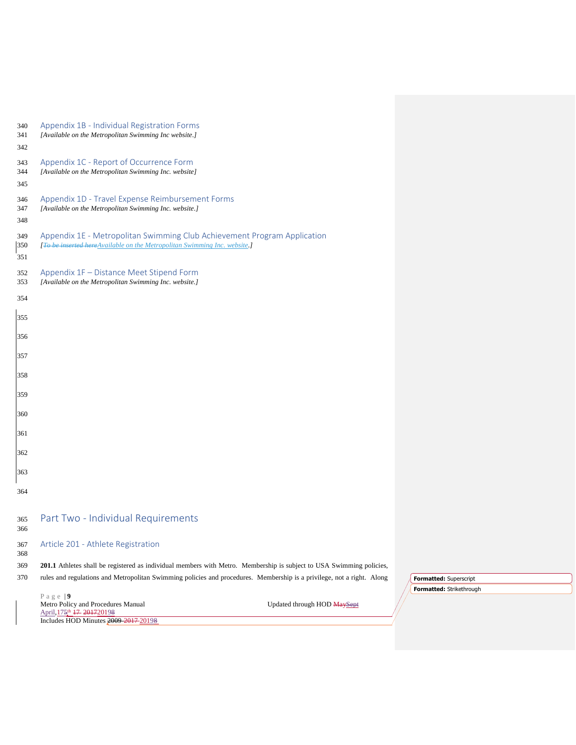## Appendix 1B - Individual Registration Forms

*[Available on the Metropolitan Swimming Inc website.]*

## Appendix 1C - Report of Occurrence Form

*[Available on the Metropolitan Swimming Inc. website]*

## Appendix 1D - Travel Expense Reimbursement Forms

*[Available on the Metropolitan Swimming Inc. website.]*

## Appendix 1E - Metropolitan Swimming Club Achievement Program Application

*[~~To be inserted here~~Available on the Metropolitan Swimming Inc. website.]*

## Appendix 1F – Distance Meet Stipend Form

*[Available on the Metropolitan Swimming Inc. website.]*

# Part Two - Individual Requirements

## Article 201 - Athlete Registration

**201.1** Athletes shall be registered as individual members with Metro. Membership is subject to USA Swimming policies, rules and regulations and Metropolitan Swimming policies and procedures. Membership is a privilege, not a right. Along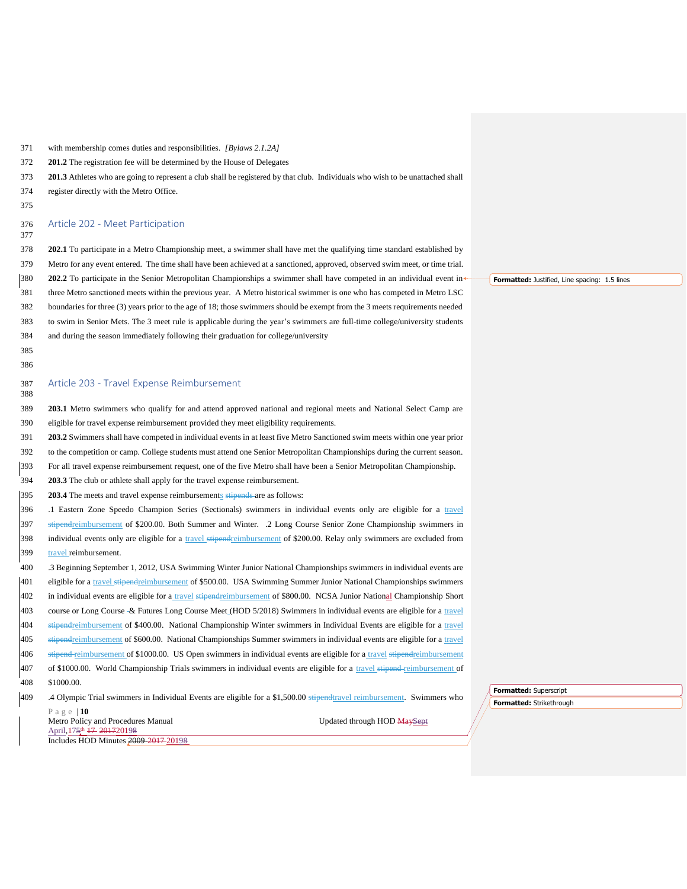with membership comes duties and responsibilities. *[Bylaws 2.1.2A]*

**201.2** The registration fee will be determined by the House of Delegates

**201.3** Athletes who are going to represent a club shall be registered by that club. Individuals who wish to be unattached shall register directly with the Metro Office.

## Article 202 - Meet Participation

**202.1** To participate in a Metro Championship meet, a swimmer shall have met the qualifying time standard established by Metro for any event entered. The time shall have been achieved at a sanctioned, approved, observed swim meet, or time trial.

**202.2** To participate in the Senior Metropolitan Championships a swimmer shall have competed in an individual event in three Metro sanctioned meets within the previous year. A Metro historical swimmer is one who has competed in Metro LSC boundaries for three (3) years prior to the age of 18; those swimmers should be exempt from the 3 meets requirements needed to swim in Senior Mets. The 3 meet rule is applicable during the year's swimmers are full-time college/university students and during the season immediately following their graduation for college/university

## Article 203 - Travel Expense Reimbursement

**203.1** Metro swimmers who qualify for and attend approved national and regional meets and National Select Camp are eligible for travel expense reimbursement provided they meet eligibility requirements.

**203.2** Swimmers shall have competed in individual events in at least five Metro Sanctioned swim meets within one year prior to the competition or camp. College students must attend one Senior Metropolitan Championships during the current season. For all travel expense reimbursement request, one of the five Metro shall have been a Senior Metropolitan Championship.

**203.3** The club or athlete shall apply for the travel expense reimbursement.

**203.4** The meets and travel expense reimbursements ~~stipends~~ are as follows:

.1 Eastern Zone Speedo Champion Series (Sectionals) swimmers in individual events only are eligible for a travel ~~stipend~~reimbursement of $200.00. Both Summer and Winter. .2 Long Course Senior Zone Championship swimmers in individual events only are eligible for a travel ~~stipend~~reimbursement of $200.00. Relay only swimmers are excluded from travel reimbursement.

.3 Beginning September 1, 2012, USA Swimming Winter Junior National Championships swimmers in individual events are eligible for a travel ~~stipend~~reimbursement of $500.00. USA Swimming Summer Junior National Championships swimmers in individual events are eligible for a travel ~~stipend~~reimbursement of $800.00. NCSA Junior National Championship Short course or Long Course & Futures Long Course Meet (HOD 5/2018) Swimmers in individual events are eligible for a travel ~~stipend~~reimbursement of $400.00. National Championship Winter swimmers in Individual Events are eligible for a travel ~~stipend~~reimbursement of $600.00. National Championships Summer swimmers in individual events are eligible for a travel ~~stipend~~ reimbursement of $1000.00. US Open swimmers in individual events are eligible for a travel ~~stipend~~reimbursement of $1000.00. World Championship Trials swimmers in individual events are eligible for a travel ~~stipend~~ reimbursement of $1000.00.

.4 Olympic Trial swimmers in Individual Events are eligible for a $1,500.00 ~~stipend~~travel reimbursement. Swimmers who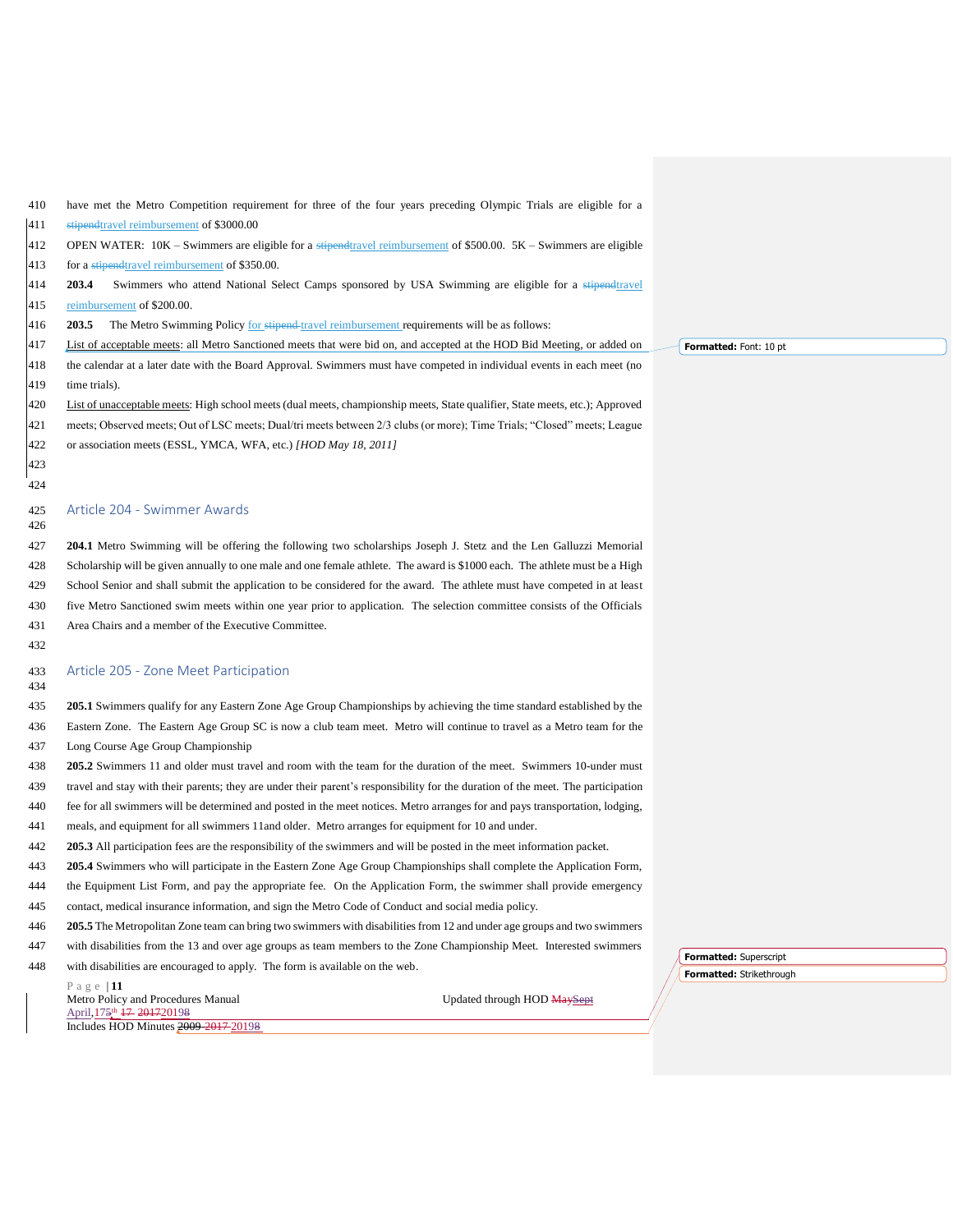have met the Metro Competition requirement for three of the four years preceding Olympic Trials are eligible for a ~~stipend~~travel reimbursement of $3000.00

OPEN WATER: 10K – Swimmers are eligible for a ~~stipend~~travel reimbursement of $500.00. 5K – Swimmers are eligible for a ~~stipend~~travel reimbursement of $350.00.

**203.4** Swimmers who attend National Select Camps sponsored by USA Swimming are eligible for a ~~stipend~~travel reimbursement of $200.00.

**203.5** The Metro Swimming Policy for ~~stipend~~ travel reimbursement requirements will be as follows:

List of acceptable meets: all Metro Sanctioned meets that were bid on, and accepted at the HOD Bid Meeting, or added on the calendar at a later date with the Board Approval. Swimmers must have competed in individual events in each meet (no time trials).

List of unacceptable meets: High school meets (dual meets, championship meets, State qualifier, State meets, etc.); Approved meets; Observed meets; Out of LSC meets; Dual/tri meets between 2/3 clubs (or more); Time Trials; "Closed" meets; League or association meets (ESSL, YMCA, WFA, etc.) *[HOD May 18, 2011]*

## Article 204 - Swimmer Awards

**204.1** Metro Swimming will be offering the following two scholarships Joseph J. Stetz and the Len Galluzzi Memorial Scholarship will be given annually to one male and one female athlete. The award is $1000 each. The athlete must be a High School Senior and shall submit the application to be considered for the award. The athlete must have competed in at least five Metro Sanctioned swim meets within one year prior to application. The selection committee consists of the Officials Area Chairs and a member of the Executive Committee.

## Article 205 - Zone Meet Participation

**205.1** Swimmers qualify for any Eastern Zone Age Group Championships by achieving the time standard established by the Eastern Zone. The Eastern Age Group SC is now a club team meet. Metro will continue to travel as a Metro team for the Long Course Age Group Championship

**205.2** Swimmers 11 and older must travel and room with the team for the duration of the meet. Swimmers 10-under must travel and stay with their parents; they are under their parent's responsibility for the duration of the meet. The participation fee for all swimmers will be determined and posted in the meet notices. Metro arranges for and pays transportation, lodging, meals, and equipment for all swimmers 11and older. Metro arranges for equipment for 10 and under.

**205.3** All participation fees are the responsibility of the swimmers and will be posted in the meet information packet.

**205.4** Swimmers who will participate in the Eastern Zone Age Group Championships shall complete the Application Form, the Equipment List Form, and pay the appropriate fee. On the Application Form, the swimmer shall provide emergency contact, medical insurance information, and sign the Metro Code of Conduct and social media policy.

**205.5** The Metropolitan Zone team can bring two swimmers with disabilities from 12 and under age groups and two swimmers with disabilities from the 13 and over age groups as team members to the Zone Championship Meet. Interested swimmers with disabilities are encouraged to apply. The form is available on the web.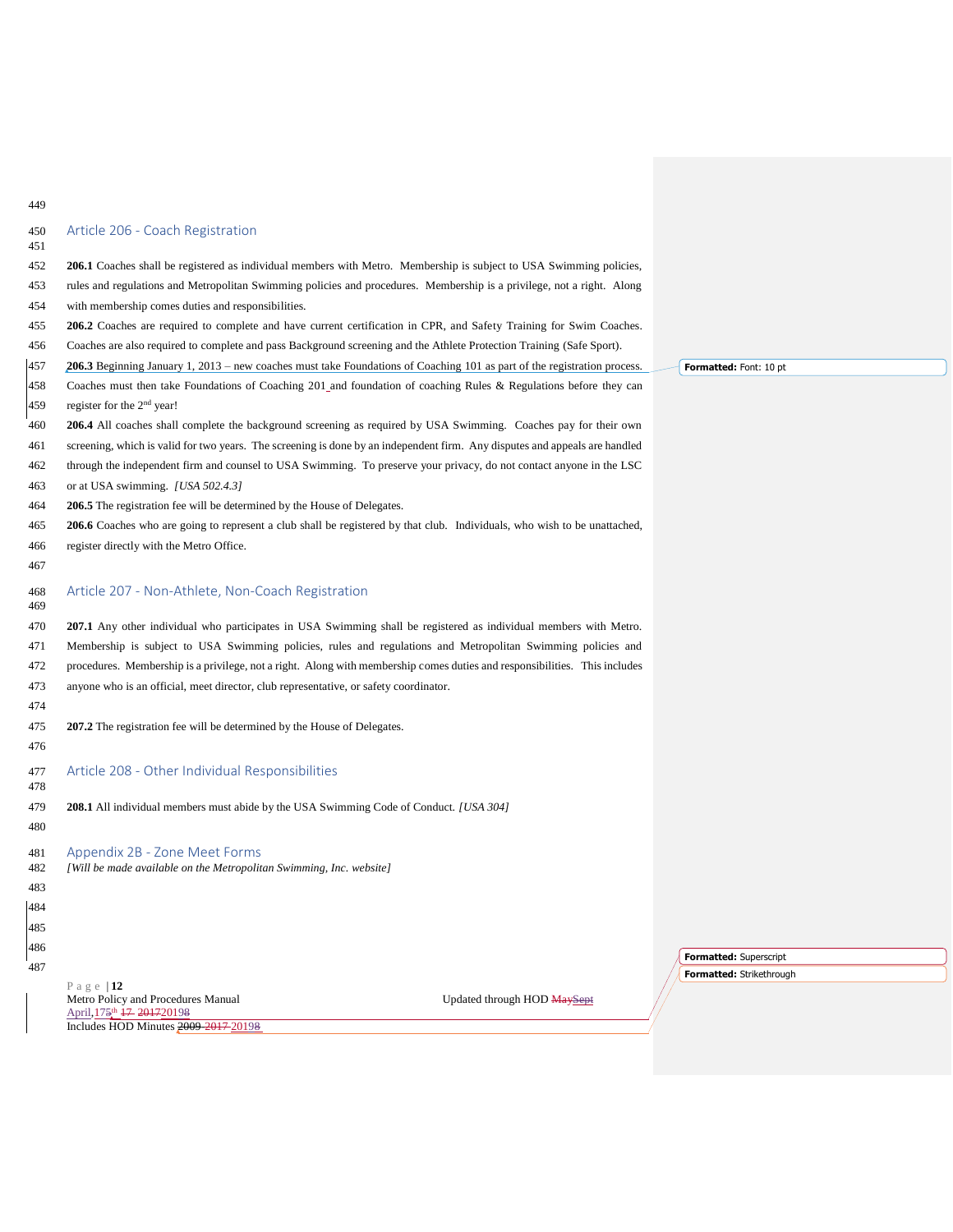## Article 206 - Coach Registration

**206.1** Coaches shall be registered as individual members with Metro. Membership is subject to USA Swimming policies, rules and regulations and Metropolitan Swimming policies and procedures. Membership is a privilege, not a right. Along with membership comes duties and responsibilities.

**206.2** Coaches are required to complete and have current certification in CPR, and Safety Training for Swim Coaches. Coaches are also required to complete and pass Background screening and the Athlete Protection Training (Safe Sport).

**206.3** Beginning January 1, 2013 – new coaches must take Foundations of Coaching 101 as part of the registration process. Coaches must then take Foundations of Coaching 201 and foundation of coaching Rules & Regulations before they can register for the 2nd year!

**206.4** All coaches shall complete the background screening as required by USA Swimming. Coaches pay for their own screening, which is valid for two years. The screening is done by an independent firm. Any disputes and appeals are handled through the independent firm and counsel to USA Swimming. To preserve your privacy, do not contact anyone in the LSC or at USA swimming. *[USA 502.4.3]*

**206.5** The registration fee will be determined by the House of Delegates.

**206.6** Coaches who are going to represent a club shall be registered by that club. Individuals, who wish to be unattached, register directly with the Metro Office.

## Article 207 - Non-Athlete, Non-Coach Registration

**207.1** Any other individual who participates in USA Swimming shall be registered as individual members with Metro. Membership is subject to USA Swimming policies, rules and regulations and Metropolitan Swimming policies and procedures. Membership is a privilege, not a right. Along with membership comes duties and responsibilities. This includes anyone who is an official, meet director, club representative, or safety coordinator.

**207.2** The registration fee will be determined by the House of Delegates.

## Article 208 - Other Individual Responsibilities

**208.1** All individual members must abide by the USA Swimming Code of Conduct. *[USA 304]*

## Appendix 2B - Zone Meet Forms

*[Will be made available on the Metropolitan Swimming, Inc. website]*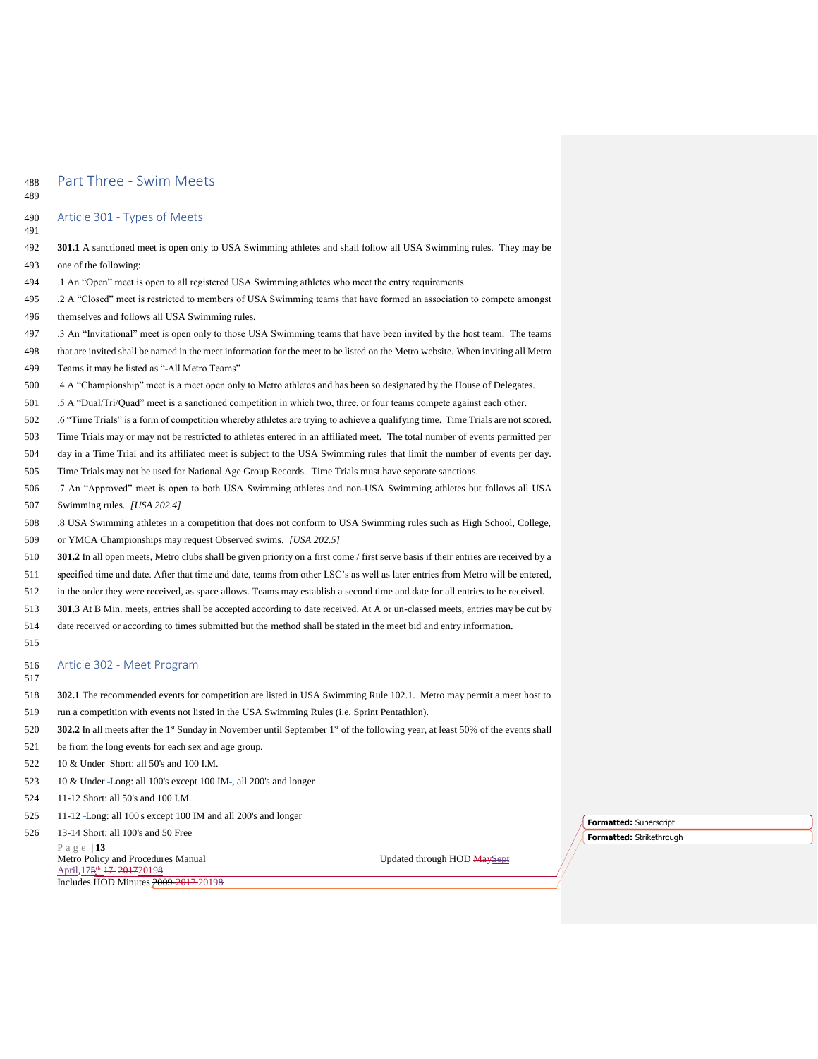# Part Three - Swim Meets

## Article 301 - Types of Meets

**301.1** A sanctioned meet is open only to USA Swimming athletes and shall follow all USA Swimming rules. They may be one of the following:

.1 An "Open" meet is open to all registered USA Swimming athletes who meet the entry requirements.

.2 A "Closed" meet is restricted to members of USA Swimming teams that have formed an association to compete amongst themselves and follows all USA Swimming rules.

.3 An "Invitational" meet is open only to those USA Swimming teams that have been invited by the host team. The teams that are invited shall be named in the meet information for the meet to be listed on the Metro website. When inviting all Metro Teams it may be listed as "All Metro Teams"

.4 A "Championship" meet is a meet open only to Metro athletes and has been so designated by the House of Delegates.

.5 A "Dual/Tri/Quad" meet is a sanctioned competition in which two, three, or four teams compete against each other.

.6 "Time Trials" is a form of competition whereby athletes are trying to achieve a qualifying time. Time Trials are not scored. Time Trials may or may not be restricted to athletes entered in an affiliated meet. The total number of events permitted per day in a Time Trial and its affiliated meet is subject to the USA Swimming rules that limit the number of events per day. Time Trials may not be used for National Age Group Records. Time Trials must have separate sanctions.

.7 An "Approved" meet is open to both USA Swimming athletes and non-USA Swimming athletes but follows all USA Swimming rules. *[USA 202.4]*

.8 USA Swimming athletes in a competition that does not conform to USA Swimming rules such as High School, College, or YMCA Championships may request Observed swims. *[USA 202.5]*

**301.2** In all open meets, Metro clubs shall be given priority on a first come / first serve basis if their entries are received by a specified time and date. After that time and date, teams from other LSC's as well as later entries from Metro will be entered, in the order they were received, as space allows. Teams may establish a second time and date for all entries to be received.

**301.3** At B Min. meets, entries shall be accepted according to date received. At A or un-classed meets, entries may be cut by date received or according to times submitted but the method shall be stated in the meet bid and entry information.

## Article 302 - Meet Program

**302.1** The recommended events for competition are listed in USA Swimming Rule 102.1. Metro may permit a meet host to run a competition with events not listed in the USA Swimming Rules (i.e. Sprint Pentathlon).

**302.2** In all meets after the 1st Sunday in November until September 1st of the following year, at least 50% of the events shall be from the long events for each sex and age group.

10 & Under Short: all 50's and 100 I.M.

10 & Under Long: all 100's except 100 IM, all 200's and longer

11-12 Short: all 50's and 100 I.M.

11-12 Long: all 100's except 100 IM and all 200's and longer

13-14 Short: all 100's and 50 Free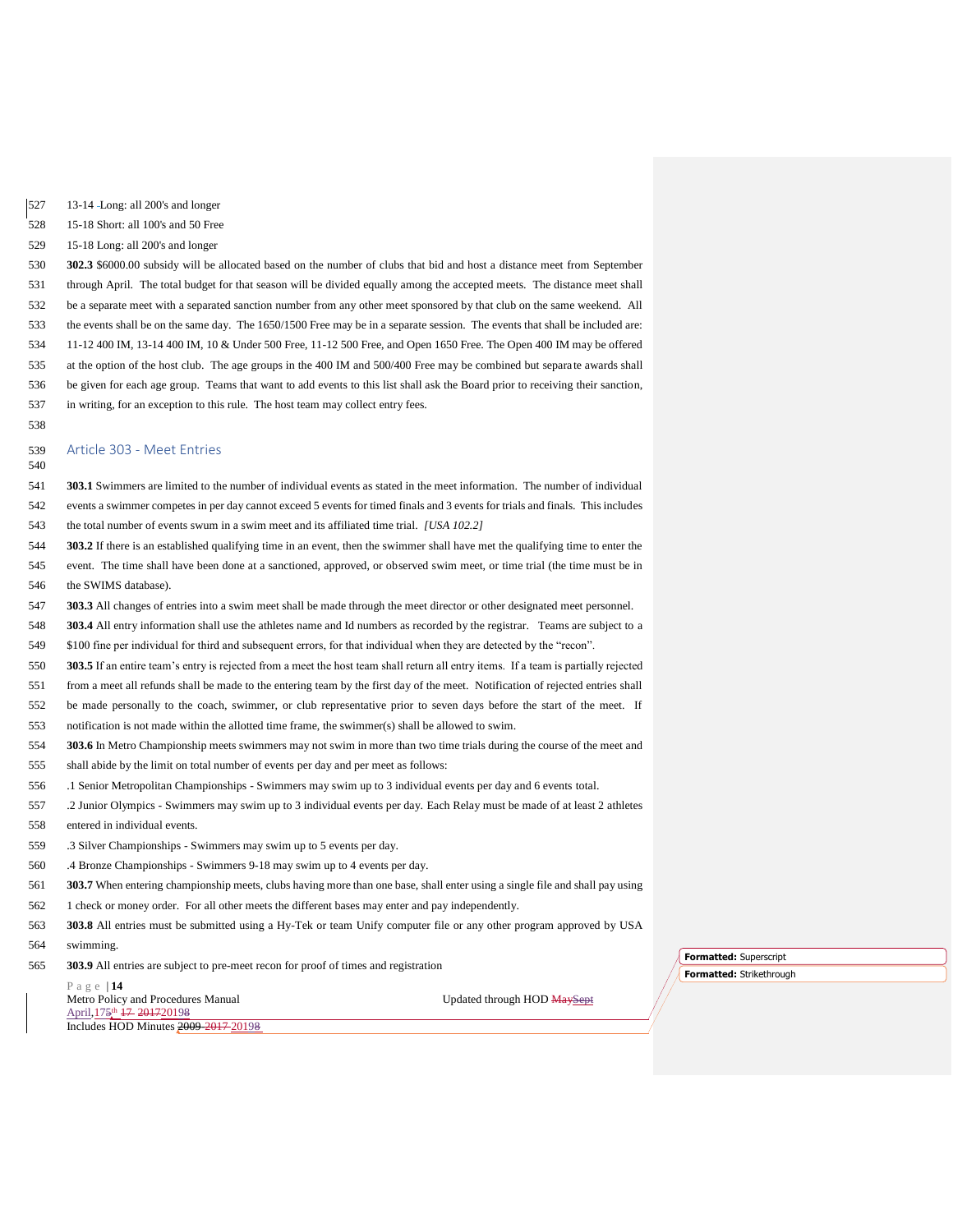13-14 Long: all 200's and longer

15-18 Short: all 100's and 50 Free

15-18 Long: all 200's and longer

**302.3** $6000.00 subsidy will be allocated based on the number of clubs that bid and host a distance meet from September through April. The total budget for that season will be divided equally among the accepted meets. The distance meet shall be a separate meet with a separated sanction number from any other meet sponsored by that club on the same weekend. All the events shall be on the same day. The 1650/1500 Free may be in a separate session. The events that shall be included are: 11-12 400 IM, 13-14 400 IM, 10 & Under 500 Free, 11-12 500 Free, and Open 1650 Free. The Open 400 IM may be offered at the option of the host club. The age groups in the 400 IM and 500/400 Free may be combined but separate awards shall be given for each age group. Teams that want to add events to this list shall ask the Board prior to receiving their sanction, in writing, for an exception to this rule. The host team may collect entry fees.

## Article 303 - Meet Entries

**303.1** Swimmers are limited to the number of individual events as stated in the meet information. The number of individual events a swimmer competes in per day cannot exceed 5 events for timed finals and 3 events for trials and finals. This includes the total number of events swum in a swim meet and its affiliated time trial. *[USA 102.2]*

**303.2** If there is an established qualifying time in an event, then the swimmer shall have met the qualifying time to enter the event. The time shall have been done at a sanctioned, approved, or observed swim meet, or time trial (the time must be in the SWIMS database).

**303.3** All changes of entries into a swim meet shall be made through the meet director or other designated meet personnel.

**303.4** All entry information shall use the athletes name and Id numbers as recorded by the registrar. Teams are subject to a $100 fine per individual for third and subsequent errors, for that individual when they are detected by the "recon".

**303.5** If an entire team's entry is rejected from a meet the host team shall return all entry items. If a team is partially rejected from a meet all refunds shall be made to the entering team by the first day of the meet. Notification of rejected entries shall be made personally to the coach, swimmer, or club representative prior to seven days before the start of the meet. If notification is not made within the allotted time frame, the swimmer(s) shall be allowed to swim.

**303.6** In Metro Championship meets swimmers may not swim in more than two time trials during the course of the meet and shall abide by the limit on total number of events per day and per meet as follows:

.1 Senior Metropolitan Championships - Swimmers may swim up to 3 individual events per day and 6 events total.

.2 Junior Olympics - Swimmers may swim up to 3 individual events per day. Each Relay must be made of at least 2 athletes entered in individual events.

.3 Silver Championships - Swimmers may swim up to 5 events per day.

.4 Bronze Championships - Swimmers 9-18 may swim up to 4 events per day.

**303.7** When entering championship meets, clubs having more than one base, shall enter using a single file and shall pay using 1 check or money order. For all other meets the different bases may enter and pay independently.

**303.8** All entries must be submitted using a Hy-Tek or team Unify computer file or any other program approved by USA swimming.

**303.9** All entries are subject to pre-meet recon for proof of times and registration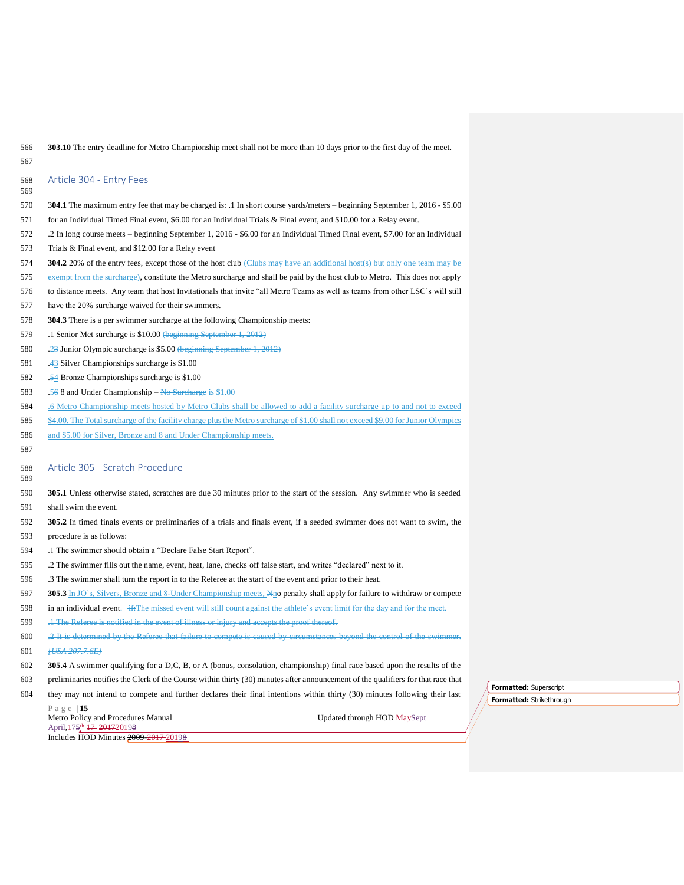**303.10** The entry deadline for Metro Championship meet shall not be more than 10 days prior to the first day of the meet.

## Article 304 - Entry Fees

**304.1** The maximum entry fee that may be charged is: .1 In short course yards/meters – beginning September 1, 2016 - $5.00 for an Individual Timed Final event, $6.00 for an Individual Trials & Final event, and $10.00 for a Relay event.

.2 In long course meets – beginning September 1, 2016 - $6.00 for an Individual Timed Final event, $7.00 for an Individual Trials & Final event, and $12.00 for a Relay event

**304.2** 20% of the entry fees, except those of the host club (Clubs may have an additional host(s) but only one team may be exempt from the surcharge), constitute the Metro surcharge and shall be paid by the host club to Metro. This does not apply to distance meets. Any team that host Invitationals that invite "all Metro Teams as well as teams from other LSC's will still have the 20% surcharge waived for their swimmers.

**304.3** There is a per swimmer surcharge at the following Championship meets:

.1 Senior Met surcharge is $10.00 ~~(beginning September 1, 2012)~~

.2~~3~~ Junior Olympic surcharge is $5.00 ~~(beginning September 1, 2012)~~

.4~~3~~ Silver Championships surcharge is $1.00

.5~~4~~ Bronze Championships surcharge is $1.00

.5~~6~~ 8 and Under Championship – ~~No Surcharge~~ is $1.00

.6 Metro Championship meets hosted by Metro Clubs shall be allowed to add a facility surcharge up to and not to exceed $4.00. The Total surcharge of the facility charge plus the Metro surcharge of $1.00 shall not exceed $9.00 for Junior Olympics and $5.00 for Silver, Bronze and 8 and Under Championship meets.

## Article 305 - Scratch Procedure

**305.1** Unless otherwise stated, scratches are due 30 minutes prior to the start of the session. Any swimmer who is seeded shall swim the event.

**305.2** In timed finals events or preliminaries of a trials and finals event, if a seeded swimmer does not want to swim, the procedure is as follows:

.1 The swimmer should obtain a "Declare False Start Report".

.2 The swimmer fills out the name, event, heat, lane, checks off false start, and writes "declared" next to it.

.3 The swimmer shall turn the report in to the Referee at the start of the event and prior to their heat.

**305.3** In JO's, Silvers, Bronze and 8-Under Championship meets, ~~N~~no penalty shall apply for failure to withdraw or compete in an individual event. ~~if:~~The missed event will still count against the athlete's event limit for the day and for the meet.

~~.1 The Referee is notified in the event of illness or injury and accepts the proof thereof.~~

~~.2 It is determined by the Referee that failure to compete is caused by circumstances beyond the control of the swimmer. [USA 207.7.6E]~~

**305.4** A swimmer qualifying for a D,C, B, or A (bonus, consolation, championship) final race based upon the results of the preliminaries notifies the Clerk of the Course within thirty (30) minutes after announcement of the qualifiers for that race that they may not intend to compete and further declares their final intentions within thirty (30) minutes following their last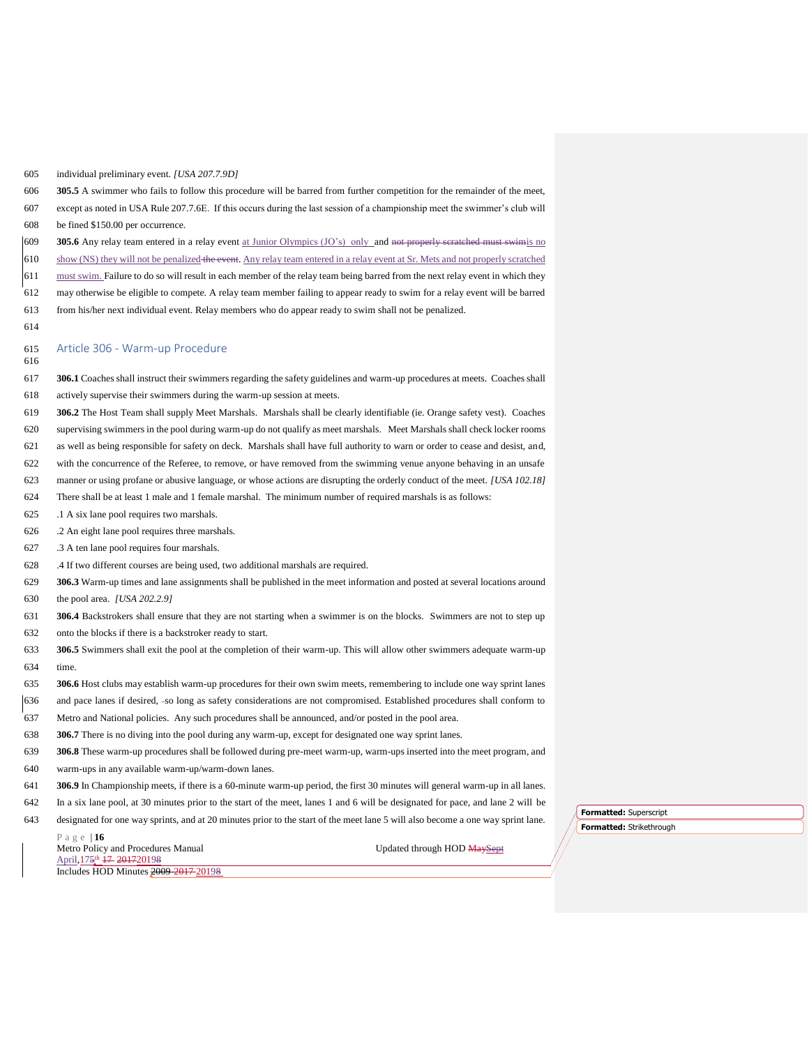individual preliminary event. *[USA 207.7.9D]*

**305.5** A swimmer who fails to follow this procedure will be barred from further competition for the remainder of the meet, except as noted in USA Rule 207.7.6E. If this occurs during the last session of a championship meet the swimmer's club will be fined $150.00 per occurrence.

**305.6** Any relay team entered in a relay event at Junior Olympics (JO's) only and is no show (NS) they will not be penalized. Any relay team entered in a relay event at Sr. Mets and not properly scratched must swim. Failure to do so will result in each member of the relay team being barred from the next relay event in which they may otherwise be eligible to compete. A relay team member failing to appear ready to swim for a relay event will be barred from his/her next individual event. Relay members who do appear ready to swim shall not be penalized.

## Article 306 - Warm-up Procedure

**306.1** Coaches shall instruct their swimmers regarding the safety guidelines and warm-up procedures at meets. Coaches shall actively supervise their swimmers during the warm-up session at meets.

**306.2** The Host Team shall supply Meet Marshals. Marshals shall be clearly identifiable (ie. Orange safety vest). Coaches supervising swimmers in the pool during warm-up do not qualify as meet marshals. Meet Marshals shall check locker rooms as well as being responsible for safety on deck. Marshals shall have full authority to warn or order to cease and desist, and, with the concurrence of the Referee, to remove, or have removed from the swimming venue anyone behaving in an unsafe manner or using profane or abusive language, or whose actions are disrupting the orderly conduct of the meet. *[USA 102.18]* There shall be at least 1 male and 1 female marshal. The minimum number of required marshals is as follows:

.1 A six lane pool requires two marshals.
.2 An eight lane pool requires three marshals.
.3 A ten lane pool requires four marshals.
.4 If two different courses are being used, two additional marshals are required.

**306.3** Warm-up times and lane assignments shall be published in the meet information and posted at several locations around the pool area. *[USA 202.2.9]*

**306.4** Backstrokers shall ensure that they are not starting when a swimmer is on the blocks. Swimmers are not to step up onto the blocks if there is a backstroker ready to start.

**306.5** Swimmers shall exit the pool at the completion of their warm-up. This will allow other swimmers adequate warm-up time.

**306.6** Host clubs may establish warm-up procedures for their own swim meets, remembering to include one way sprint lanes and pace lanes if desired, so long as safety considerations are not compromised. Established procedures shall conform to Metro and National policies. Any such procedures shall be announced, and/or posted in the pool area.

**306.7** There is no diving into the pool during any warm-up, except for designated one way sprint lanes.

**306.8** These warm-up procedures shall be followed during pre-meet warm-up, warm-ups inserted into the meet program, and warm-ups in any available warm-up/warm-down lanes.

**306.9** In Championship meets, if there is a 60-minute warm-up period, the first 30 minutes will general warm-up in all lanes. In a six lane pool, at 30 minutes prior to the start of the meet, lanes 1 and 6 will be designated for pace, and lane 2 will be designated for one way sprints, and at 20 minutes prior to the start of the meet lane 5 will also become a one way sprint lane.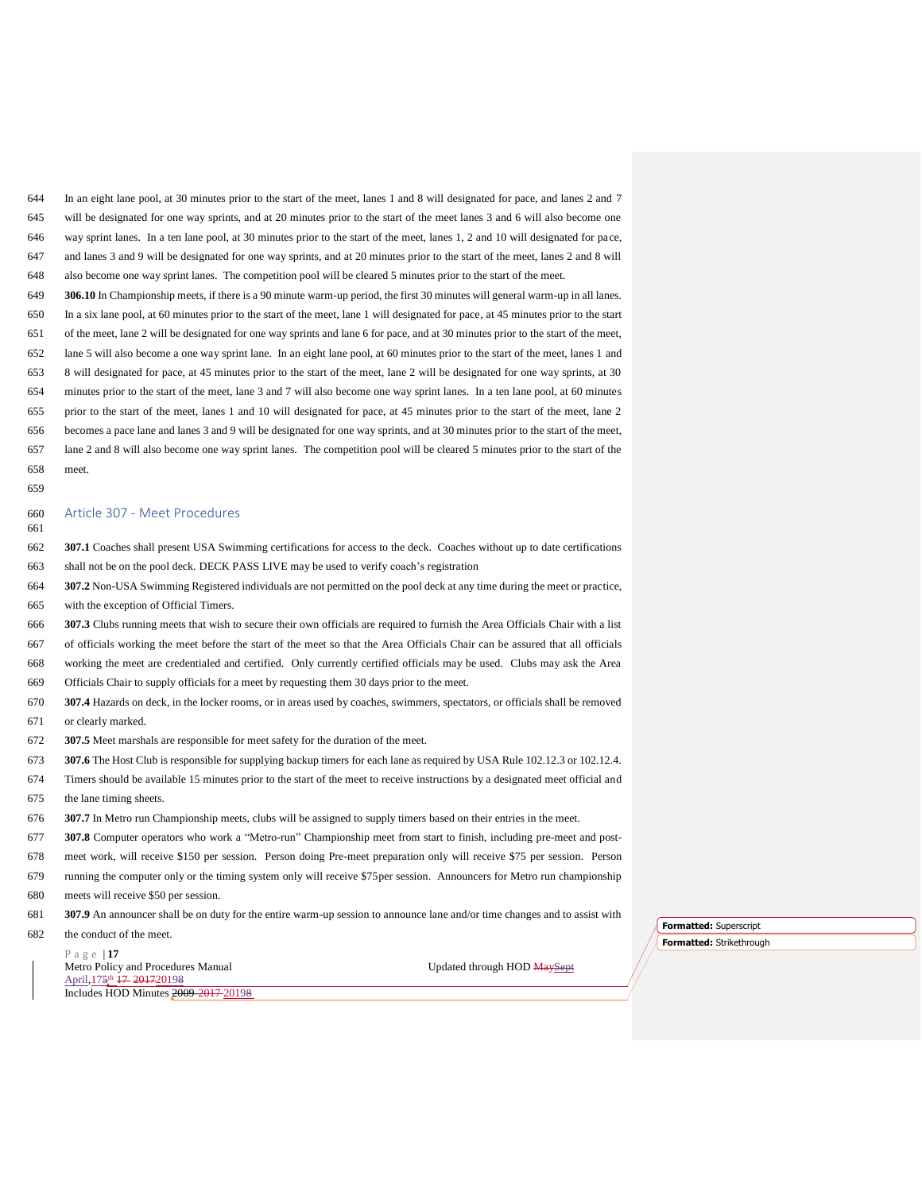In an eight lane pool, at 30 minutes prior to the start of the meet, lanes 1 and 8 will designated for pace, and lanes 2 and 7 will be designated for one way sprints, and at 20 minutes prior to the start of the meet lanes 3 and 6 will also become one way sprint lanes. In a ten lane pool, at 30 minutes prior to the start of the meet, lanes 1, 2 and 10 will designated for pace, and lanes 3 and 9 will be designated for one way sprints, and at 20 minutes prior to the start of the meet, lanes 2 and 8 will also become one way sprint lanes. The competition pool will be cleared 5 minutes prior to the start of the meet.

**306.10** In Championship meets, if there is a 90 minute warm-up period, the first 30 minutes will general warm-up in all lanes. In a six lane pool, at 60 minutes prior to the start of the meet, lane 1 will designated for pace, at 45 minutes prior to the start of the meet, lane 2 will be designated for one way sprints and lane 6 for pace, and at 30 minutes prior to the start of the meet, lane 5 will also become a one way sprint lane. In an eight lane pool, at 60 minutes prior to the start of the meet, lanes 1 and 8 will designated for pace, at 45 minutes prior to the start of the meet, lane 2 will be designated for one way sprints, at 30 minutes prior to the start of the meet, lane 3 and 7 will also become one way sprint lanes. In a ten lane pool, at 60 minutes prior to the start of the meet, lanes 1 and 10 will designated for pace, at 45 minutes prior to the start of the meet, lane 2 becomes a pace lane and lanes 3 and 9 will be designated for one way sprints, and at 30 minutes prior to the start of the meet, lane 2 and 8 will also become one way sprint lanes. The competition pool will be cleared 5 minutes prior to the start of the meet.

## Article 307 - Meet Procedures

**307.1** Coaches shall present USA Swimming certifications for access to the deck. Coaches without up to date certifications shall not be on the pool deck. DECK PASS LIVE may be used to verify coach's registration

**307.2** Non-USA Swimming Registered individuals are not permitted on the pool deck at any time during the meet or practice, with the exception of Official Timers.

**307.3** Clubs running meets that wish to secure their own officials are required to furnish the Area Officials Chair with a list of officials working the meet before the start of the meet so that the Area Officials Chair can be assured that all officials working the meet are credentialed and certified. Only currently certified officials may be used. Clubs may ask the Area Officials Chair to supply officials for a meet by requesting them 30 days prior to the meet.

**307.4** Hazards on deck, in the locker rooms, or in areas used by coaches, swimmers, spectators, or officials shall be removed or clearly marked.

**307.5** Meet marshals are responsible for meet safety for the duration of the meet.

**307.6** The Host Club is responsible for supplying backup timers for each lane as required by USA Rule 102.12.3 or 102.12.4. Timers should be available 15 minutes prior to the start of the meet to receive instructions by a designated meet official and the lane timing sheets.

**307.7** In Metro run Championship meets, clubs will be assigned to supply timers based on their entries in the meet.

**307.8** Computer operators who work a "Metro-run" Championship meet from start to finish, including pre-meet and post-meet work, will receive $150 per session. Person doing Pre-meet preparation only will receive $75 per session. Person running the computer only or the timing system only will receive $75per session. Announcers for Metro run championship meets will receive $50 per session.

**307.9** An announcer shall be on duty for the entire warm-up session to announce lane and/or time changes and to assist with the conduct of the meet.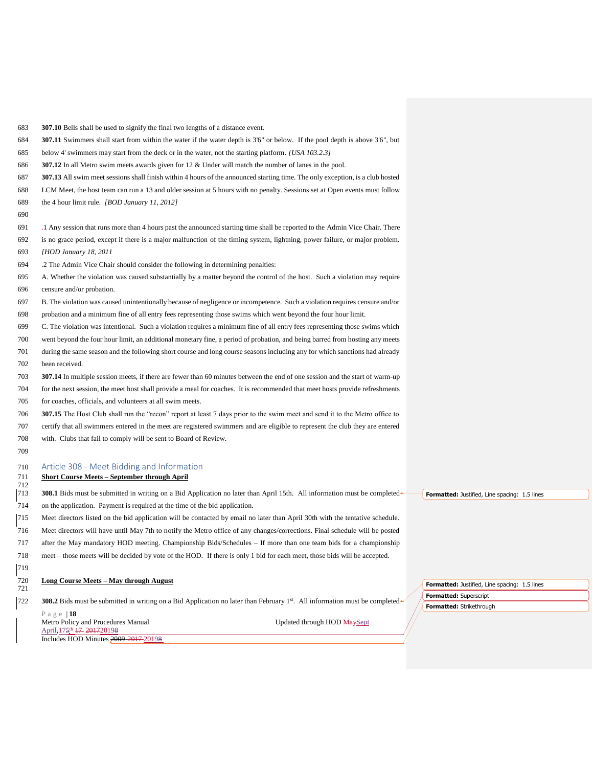**307.10** Bells shall be used to signify the final two lengths of a distance event.

**307.11** Swimmers shall start from within the water if the water depth is 3'6" or below. If the pool depth is above 3'6", but below 4' swimmers may start from the deck or in the water, not the starting platform. *[USA 103.2.3]*

**307.12** In all Metro swim meets awards given for 12 & Under will match the number of lanes in the pool.

**307.13** All swim meet sessions shall finish within 4 hours of the announced starting time. The only exception, is a club hosted LCM Meet, the host team can run a 13 and older session at 5 hours with no penalty. Sessions set at Open events must follow the 4 hour limit rule. *[BOD January 11, 2012]*

.1 Any session that runs more than 4 hours past the announced starting time shall be reported to the Admin Vice Chair. There is no grace period, except if there is a major malfunction of the timing system, lightning, power failure, or major problem. *[HOD January 18, 2011*

.2 The Admin Vice Chair should consider the following in determining penalties:

A. Whether the violation was caused substantially by a matter beyond the control of the host. Such a violation may require censure and/or probation.

B. The violation was caused unintentionally because of negligence or incompetence. Such a violation requires censure and/or probation and a minimum fine of all entry fees representing those swims which went beyond the four hour limit.

C. The violation was intentional. Such a violation requires a minimum fine of all entry fees representing those swims which went beyond the four hour limit, an additional monetary fine, a period of probation, and being barred from hosting any meets during the same season and the following short course and long course seasons including any for which sanctions had already been received.

**307.14** In multiple session meets, if there are fewer than 60 minutes between the end of one session and the start of warm-up for the next session, the meet host shall provide a meal for coaches. It is recommended that meet hosts provide refreshments for coaches, officials, and volunteers at all swim meets.

**307.15** The Host Club shall run the "recon" report at least 7 days prior to the swim meet and send it to the Metro office to certify that all swimmers entered in the meet are registered swimmers and are eligible to represent the club they are entered with. Clubs that fail to comply will be sent to Board of Review.

## Article 308 - Meet Bidding and Information

**Short Course Meets – September through April**

**308.1** Bids must be submitted in writing on a Bid Application no later than April 15th. All information must be completed on the application. Payment is required at the time of the bid application.

Meet directors listed on the bid application will be contacted by email no later than April 30th with the tentative schedule. Meet directors will have until May 7th to notify the Metro office of any changes/corrections. Final schedule will be posted after the May mandatory HOD meeting. Championship Bids/Schedules – If more than one team bids for a championship meet – those meets will be decided by vote of the HOD. If there is only 1 bid for each meet, those bids will be accepted.

**Long Course Meets – May through August**

**308.2** Bids must be submitted in writing on a Bid Application no later than February 1st. All information must be completed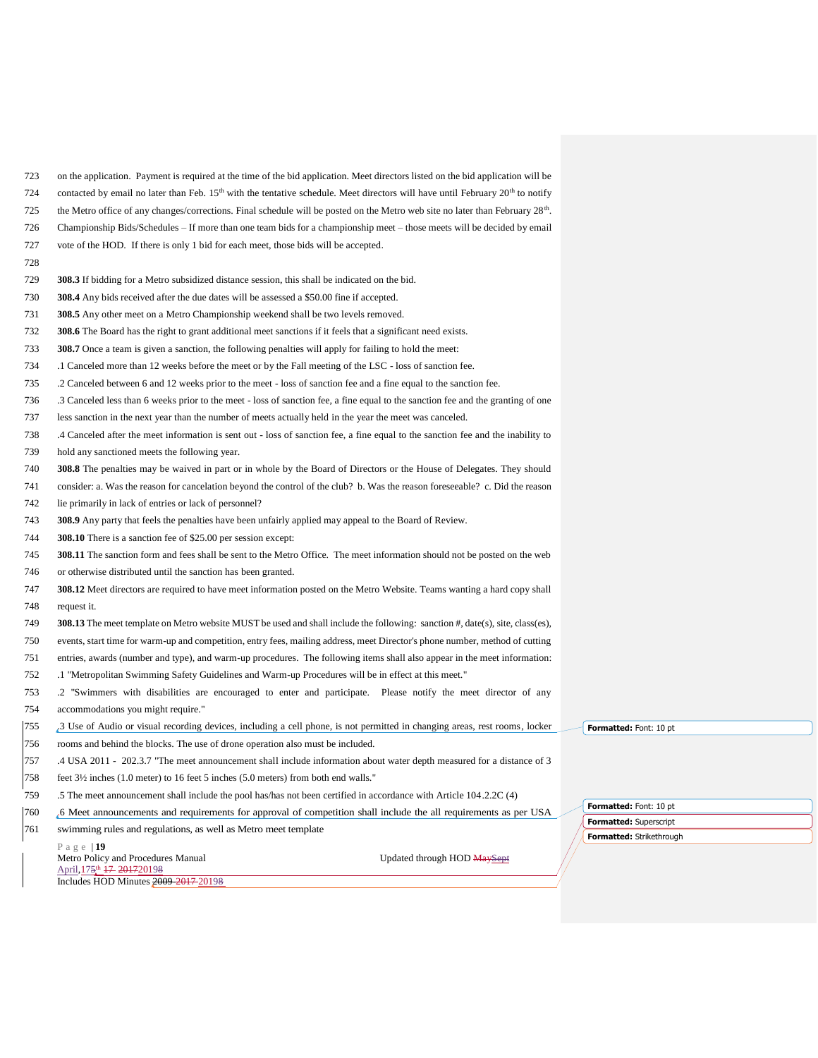on the application. Payment is required at the time of the bid application. Meet directors listed on the bid application will be contacted by email no later than Feb. 15th with the tentative schedule. Meet directors will have until February 20th to notify the Metro office of any changes/corrections. Final schedule will be posted on the Metro web site no later than February 28th. Championship Bids/Schedules – If more than one team bids for a championship meet – those meets will be decided by email vote of the HOD. If there is only 1 bid for each meet, those bids will be accepted.

**308.3** If bidding for a Metro subsidized distance session, this shall be indicated on the bid.

**308.4** Any bids received after the due dates will be assessed a $50.00 fine if accepted.

**308.5** Any other meet on a Metro Championship weekend shall be two levels removed.

**308.6** The Board has the right to grant additional meet sanctions if it feels that a significant need exists.

**308.7** Once a team is given a sanction, the following penalties will apply for failing to hold the meet:

.1 Canceled more than 12 weeks before the meet or by the Fall meeting of the LSC - loss of sanction fee.

.2 Canceled between 6 and 12 weeks prior to the meet - loss of sanction fee and a fine equal to the sanction fee.

.3 Canceled less than 6 weeks prior to the meet - loss of sanction fee, a fine equal to the sanction fee and the granting of one less sanction in the next year than the number of meets actually held in the year the meet was canceled.

.4 Canceled after the meet information is sent out - loss of sanction fee, a fine equal to the sanction fee and the inability to hold any sanctioned meets the following year.

**308.8** The penalties may be waived in part or in whole by the Board of Directors or the House of Delegates. They should consider: a. Was the reason for cancelation beyond the control of the club? b. Was the reason foreseeable? c. Did the reason lie primarily in lack of entries or lack of personnel?

**308.9** Any party that feels the penalties have been unfairly applied may appeal to the Board of Review.

**308.10** There is a sanction fee of $25.00 per session except:

**308.11** The sanction form and fees shall be sent to the Metro Office. The meet information should not be posted on the web or otherwise distributed until the sanction has been granted.

**308.12** Meet directors are required to have meet information posted on the Metro Website. Teams wanting a hard copy shall request it.

**308.13** The meet template on Metro website MUST be used and shall include the following: sanction #, date(s), site, class(es), events, start time for warm-up and competition, entry fees, mailing address, meet Director's phone number, method of cutting entries, awards (number and type), and warm-up procedures. The following items shall also appear in the meet information:

.1 "Metropolitan Swimming Safety Guidelines and Warm-up Procedures will be in effect at this meet."

.2 "Swimmers with disabilities are encouraged to enter and participate. Please notify the meet director of any accommodations you might require."

.3 Use of Audio or visual recording devices, including a cell phone, is not permitted in changing areas, rest rooms, locker rooms and behind the blocks. The use of drone operation also must be included.

.4 USA 2011 - 202.3.7 "The meet announcement shall include information about water depth measured for a distance of 3 feet 3½ inches (1.0 meter) to 16 feet 5 inches (5.0 meters) from both end walls."

.5 The meet announcement shall include the pool has/has not been certified in accordance with Article 104.2.2C (4)

.6 Meet announcements and requirements for approval of competition shall include the all requirements as per USA swimming rules and regulations, as well as Metro meet template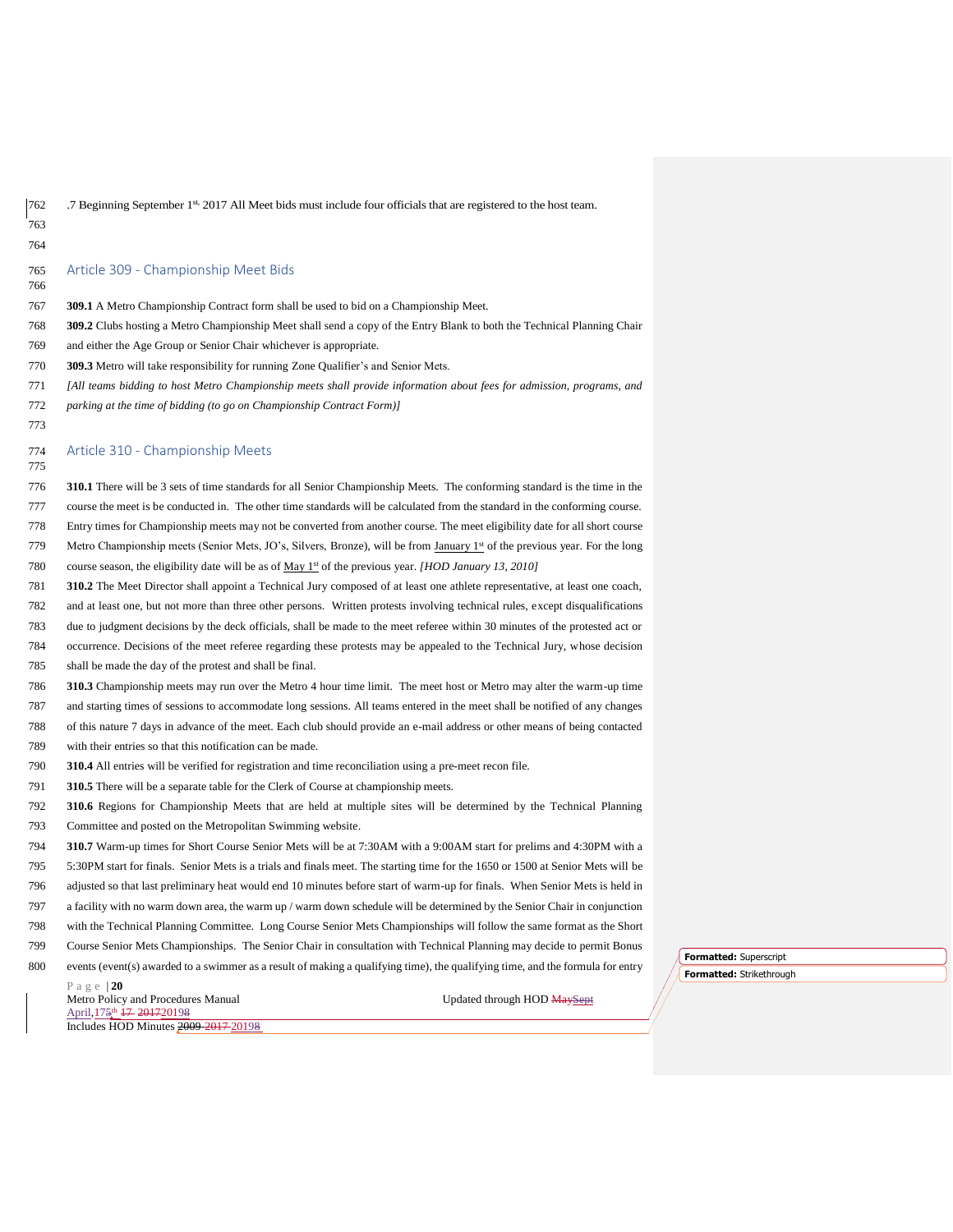.7 Beginning September 1st, 2017 All Meet bids must include four officials that are registered to the host team.

## Article 309 - Championship Meet Bids

**309.1** A Metro Championship Contract form shall be used to bid on a Championship Meet.

**309.2** Clubs hosting a Metro Championship Meet shall send a copy of the Entry Blank to both the Technical Planning Chair and either the Age Group or Senior Chair whichever is appropriate.

**309.3** Metro will take responsibility for running Zone Qualifier's and Senior Mets.

*[All teams bidding to host Metro Championship meets shall provide information about fees for admission, programs, and parking at the time of bidding (to go on Championship Contract Form)]*

## Article 310 - Championship Meets

**310.1** There will be 3 sets of time standards for all Senior Championship Meets. The conforming standard is the time in the course the meet is be conducted in. The other time standards will be calculated from the standard in the conforming course. Entry times for Championship meets may not be converted from another course. The meet eligibility date for all short course Metro Championship meets (Senior Mets, JO's, Silvers, Bronze), will be from January 1st of the previous year. For the long course season, the eligibility date will be as of May 1st of the previous year. *[HOD January 13, 2010]*

**310.2** The Meet Director shall appoint a Technical Jury composed of at least one athlete representative, at least one coach, and at least one, but not more than three other persons. Written protests involving technical rules, except disqualifications due to judgment decisions by the deck officials, shall be made to the meet referee within 30 minutes of the protested act or occurrence. Decisions of the meet referee regarding these protests may be appealed to the Technical Jury, whose decision shall be made the day of the protest and shall be final.

**310.3** Championship meets may run over the Metro 4 hour time limit. The meet host or Metro may alter the warm-up time and starting times of sessions to accommodate long sessions. All teams entered in the meet shall be notified of any changes of this nature 7 days in advance of the meet. Each club should provide an e-mail address or other means of being contacted with their entries so that this notification can be made.

**310.4** All entries will be verified for registration and time reconciliation using a pre-meet recon file.

**310.5** There will be a separate table for the Clerk of Course at championship meets.

**310.6** Regions for Championship Meets that are held at multiple sites will be determined by the Technical Planning Committee and posted on the Metropolitan Swimming website.

**310.7** Warm-up times for Short Course Senior Mets will be at 7:30AM with a 9:00AM start for prelims and 4:30PM with a 5:30PM start for finals. Senior Mets is a trials and finals meet. The starting time for the 1650 or 1500 at Senior Mets will be adjusted so that last preliminary heat would end 10 minutes before start of warm-up for finals. When Senior Mets is held in a facility with no warm down area, the warm up / warm down schedule will be determined by the Senior Chair in conjunction with the Technical Planning Committee. Long Course Senior Mets Championships will follow the same format as the Short Course Senior Mets Championships. The Senior Chair in consultation with Technical Planning may decide to permit Bonus events (event(s) awarded to a swimmer as a result of making a qualifying time), the qualifying time, and the formula for entry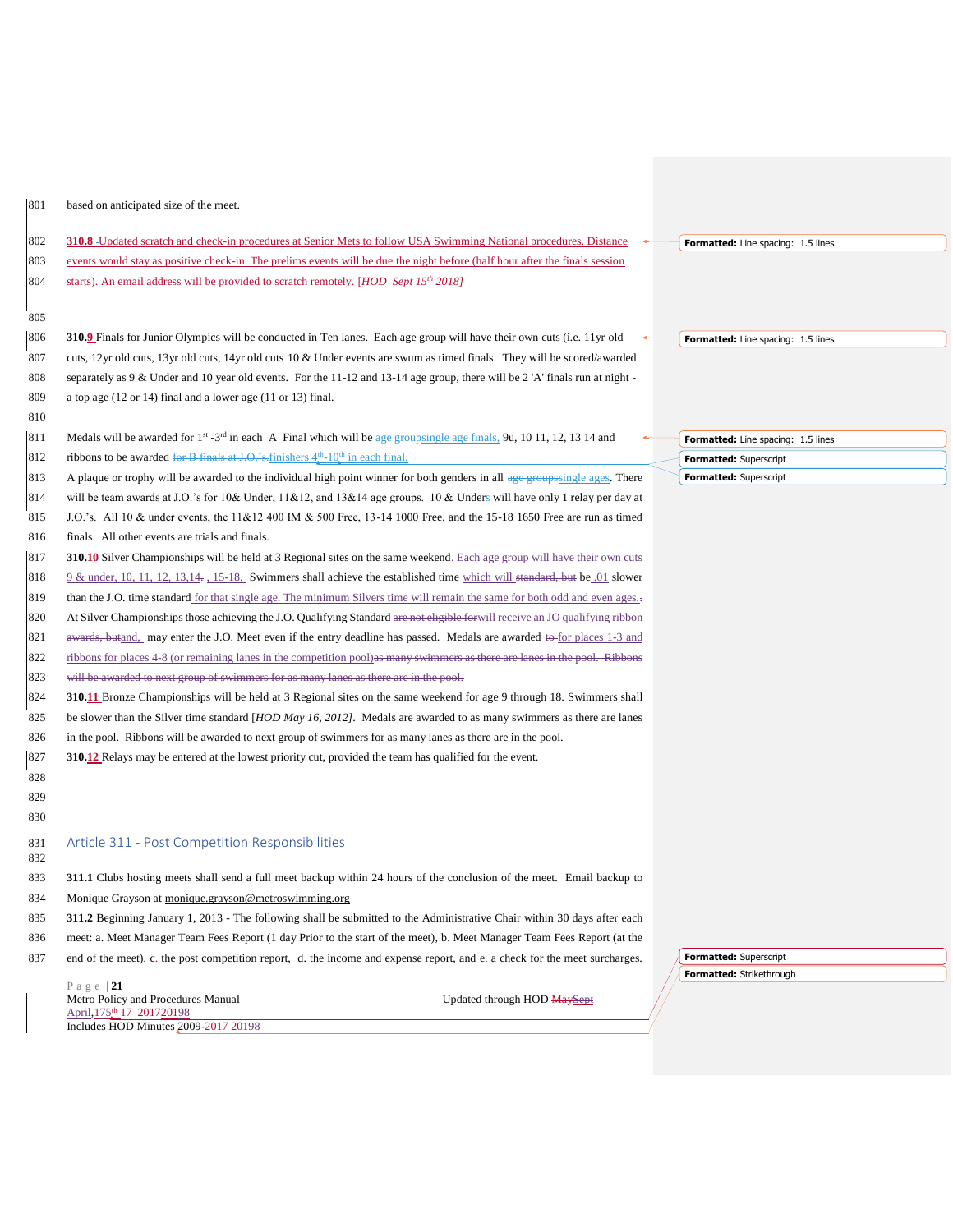based on anticipated size of the meet.

**310.8** Updated scratch and check-in procedures at Senior Mets to follow USA Swimming National procedures. Distance events would stay as positive check-in. The prelims events will be due the night before (half hour after the finals session starts). An email address will be provided to scratch remotely. [*HOD Sept 15th 2018]*

**310.9** Finals for Junior Olympics will be conducted in Ten lanes. Each age group will have their own cuts (i.e. 11yr old cuts, 12yr old cuts, 13yr old cuts, 14yr old cuts 10 & Under events are swum as timed finals. They will be scored/awarded separately as 9 & Under and 10 year old events. For the 11-12 and 13-14 age group, there will be 2 'A' finals run at night - a top age (12 or 14) final and a lower age (11 or 13) final.

Medals will be awarded for 1st -3rd in each A Final which will be single age finals, 9u, 10 11, 12, 13 14 and ribbons to be awarded finishers 4th-10th in each final.

A plaque or trophy will be awarded to the individual high point winner for both genders in all single ages. There will be team awards at J.O.'s for 10& Under, 11&12, and 13&14 age groups. 10 & Under will have only 1 relay per day at J.O.'s. All 10 & under events, the 11&12 400 IM & 500 Free, 13-14 1000 Free, and the 15-18 1650 Free are run as timed finals. All other events are trials and finals.

**310.10** Silver Championships will be held at 3 Regional sites on the same weekend. Each age group will have their own cuts 9 & under, 10, 11, 12, 13,14, 15-18. Swimmers shall achieve the established time which will be .01 slower than the J.O. time standard for that single age. The minimum Silvers time will remain the same for both odd and even ages.

At Silver Championships those achieving the J.O. Qualifying Standard will receive an JO qualifying ribbon and, may enter the J.O. Meet even if the entry deadline has passed. Medals are awarded for places 1-3 and ribbons for places 4-8 (or remaining lanes in the competition pool)

**310.11** Bronze Championships will be held at 3 Regional sites on the same weekend for age 9 through 18. Swimmers shall be slower than the Silver time standard [*HOD May 16, 2012]*. Medals are awarded to as many swimmers as there are lanes in the pool. Ribbons will be awarded to next group of swimmers for as many lanes as there are in the pool.

**310.12** Relays may be entered at the lowest priority cut, provided the team has qualified for the event.

## Article 311 - Post Competition Responsibilities

**311.1** Clubs hosting meets shall send a full meet backup within 24 hours of the conclusion of the meet. Email backup to Monique Grayson at monique.grayson@metroswimming.org

**311.2** Beginning January 1, 2013 - The following shall be submitted to the Administrative Chair within 30 days after each meet: a. Meet Manager Team Fees Report (1 day Prior to the start of the meet), b. Meet Manager Team Fees Report (at the end of the meet), c. the post competition report, d. the income and expense report, and e. a check for the meet surcharges.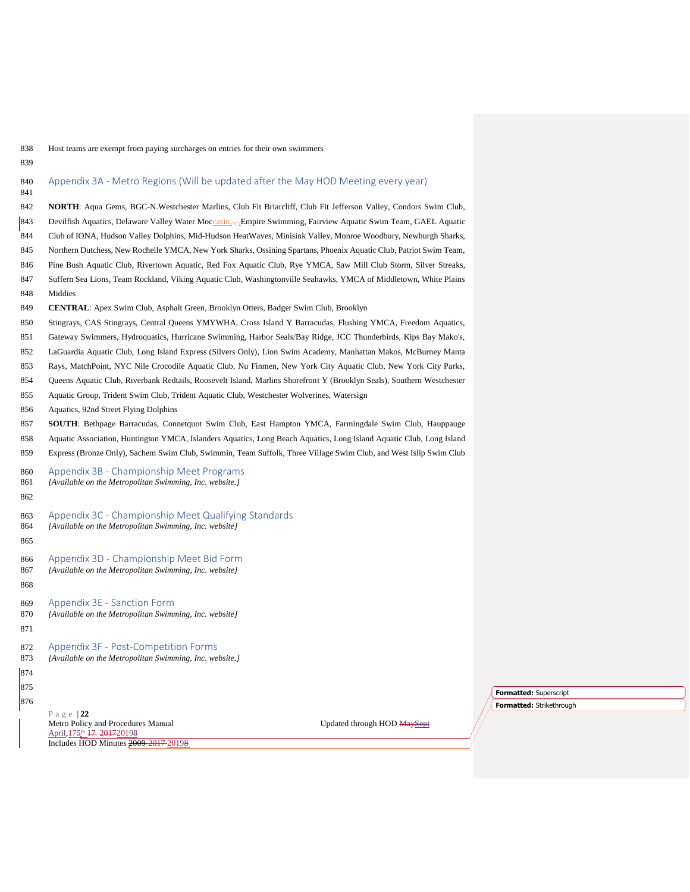Host teams are exempt from paying surcharges on entries for their own swimmers

## Appendix 3A - Metro Regions (Will be updated after the May HOD Meeting every year)

**NORTH**: Aqua Gems, BGC-N.Westchester Marlins, Club Fit Briarcliff, Club Fit Jefferson Valley, Condors Swim Club, Devilfish Aquatics, Delaware Valley Water Moccasin, Empire Swimming, Fairview Aquatic Swim Team, GAEL Aquatic Club of IONA, Hudson Valley Dolphins, Mid-Hudson HeatWaves, Minisink Valley, Monroe Woodbury, Newburgh Sharks, Northern Dutchess, New Rochelle YMCA, New York Sharks, Ossining Spartans, Phoenix Aquatic Club, Patriot Swim Team, Pine Bush Aquatic Club, Rivertown Aquatic, Red Fox Aquatic Club, Rye YMCA, Saw Mill Club Storm, Silver Streaks, Suffern Sea Lions, Team Rockland, Viking Aquatic Club, Washingtonville Seahawks, YMCA of Middletown, White Plains Middies

**CENTRAL**: Apex Swim Club, Asphalt Green, Brooklyn Otters, Badger Swim Club, Brooklyn Stingrays, CAS Stingrays, Central Queens YMYWHA, Cross Island Y Barracudas, Flushing YMCA, Freedom Aquatics, Gateway Swimmers, Hydroquatics, Hurricane Swimming, Harbor Seals/Bay Ridge, JCC Thunderbirds, Kips Bay Mako's, LaGuardia Aquatic Club, Long Island Express (Silvers Only), Lion Swim Academy, Manhattan Makos, McBurney Manta Rays, MatchPoint, NYC Nile Crocodile Aquatic Club, Nu Finmen, New York City Aquatic Club, New York City Parks, Queens Aquatic Club, Riverbank Redtails, Roosevelt Island, Marlins Shorefront Y (Brooklyn Seals), Southern Westchester Aquatic Group, Trident Swim Club, Trident Aquatic Club, Westchester Wolverines, Watersign Aquatics, 92nd Street Flying Dolphins

**SOUTH**: Bethpage Barracudas, Connetquot Swim Club, East Hampton YMCA, Farmingdale Swim Club, Hauppauge Aquatic Association, Huntington YMCA, Islanders Aquatics, Long Beach Aquatics, Long Island Aquatic Club, Long Island Express (Bronze Only), Sachem Swim Club, Swimmin, Team Suffolk, Three Village Swim Club, and West Islip Swim Club

## Appendix 3B - Championship Meet Programs

*[Available on the Metropolitan Swimming, Inc. website.]*

## Appendix 3C - Championship Meet Qualifying Standards

*[Available on the Metropolitan Swimming, Inc. website]*

## Appendix 3D - Championship Meet Bid Form

*[Available on the Metropolitan Swimming, Inc. website]*

## Appendix 3E - Sanction Form

*[Available on the Metropolitan Swimming, Inc. website]*

## Appendix 3F - Post-Competition Forms

*[Available on the Metropolitan Swimming, Inc. website.]*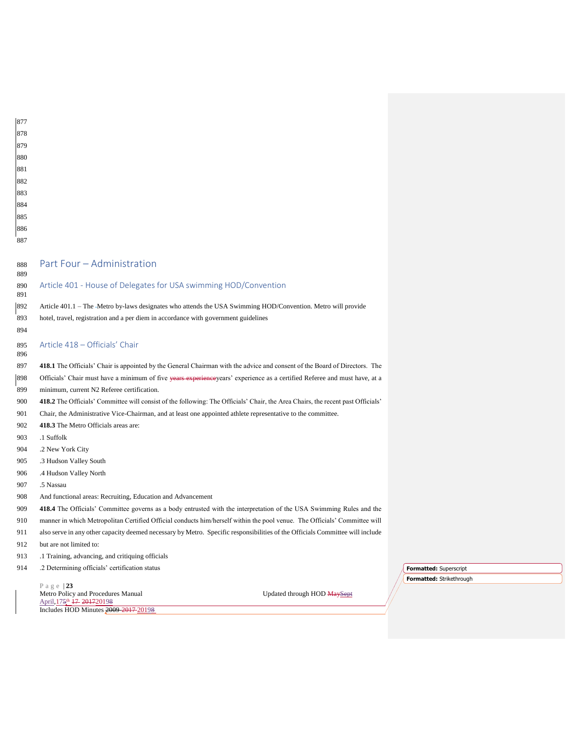# Part Four – Administration

## Article 401 - House of Delegates for USA swimming HOD/Convention

Article 401.1 – The Metro by-laws designates who attends the USA Swimming HOD/Convention. Metro will provide hotel, travel, registration and a per diem in accordance with government guidelines

## Article 418 – Officials' Chair

**418.1** The Officials' Chair is appointed by the General Chairman with the advice and consent of the Board of Directors. The Officials' Chair must have a minimum of five years' experience as a certified Referee and must have, at a minimum, current N2 Referee certification.

**418.2** The Officials' Committee will consist of the following: The Officials' Chair, the Area Chairs, the recent past Officials' Chair, the Administrative Vice-Chairman, and at least one appointed athlete representative to the committee.

**418.3** The Metro Officials areas are:

.1 Suffolk

.2 New York City

.3 Hudson Valley South

.4 Hudson Valley North

.5 Nassau

And functional areas: Recruiting, Education and Advancement

**418.4** The Officials' Committee governs as a body entrusted with the interpretation of the USA Swimming Rules and the manner in which Metropolitan Certified Official conducts him/herself within the pool venue. The Officials' Committee will also serve in any other capacity deemed necessary by Metro. Specific responsibilities of the Officials Committee will include but are not limited to:

.1 Training, advancing, and critiquing officials

.2 Determining officials' certification status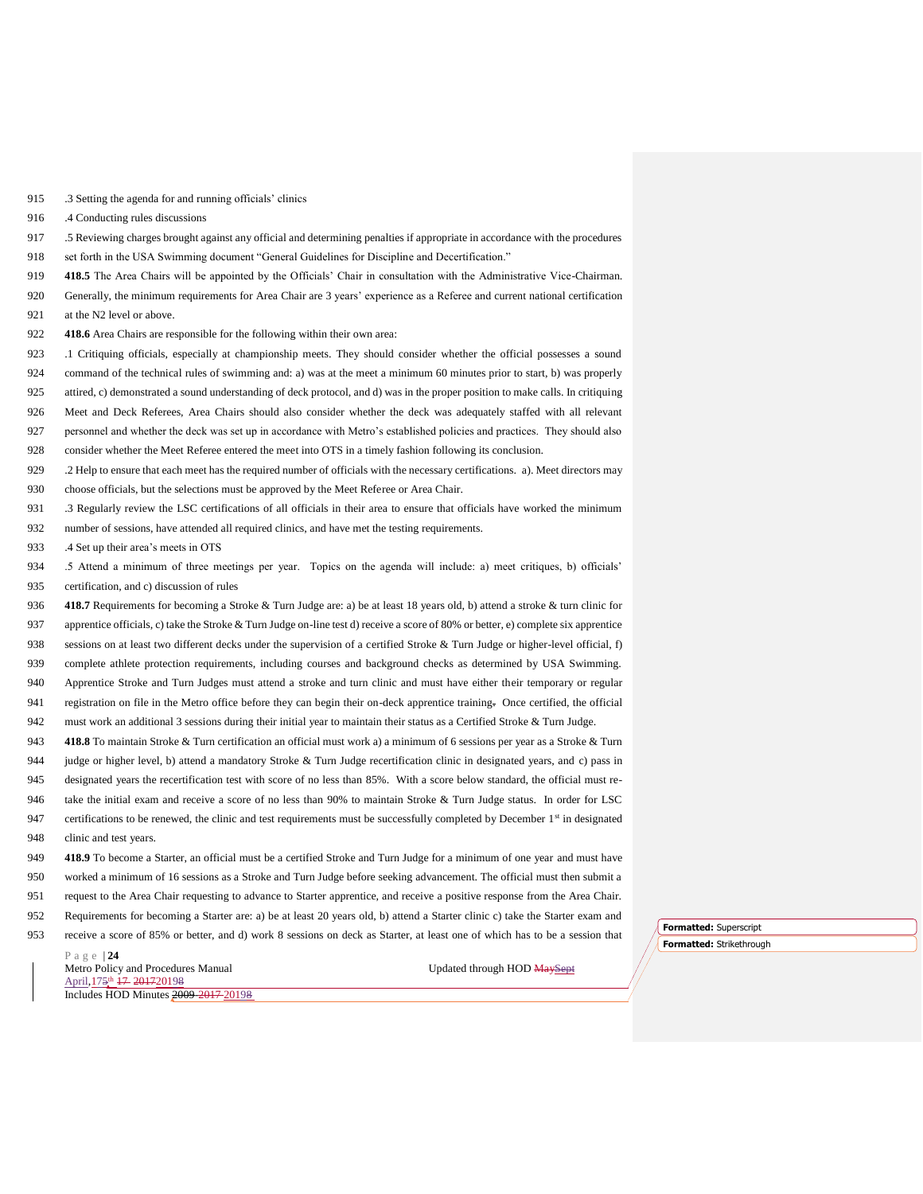.3 Setting the agenda for and running officials' clinics

.4 Conducting rules discussions

.5 Reviewing charges brought against any official and determining penalties if appropriate in accordance with the procedures set forth in the USA Swimming document "General Guidelines for Discipline and Decertification."

**418.5** The Area Chairs will be appointed by the Officials' Chair in consultation with the Administrative Vice-Chairman. Generally, the minimum requirements for Area Chair are 3 years' experience as a Referee and current national certification at the N2 level or above.

**418.6** Area Chairs are responsible for the following within their own area:

.1 Critiquing officials, especially at championship meets. They should consider whether the official possesses a sound command of the technical rules of swimming and: a) was at the meet a minimum 60 minutes prior to start, b) was properly attired, c) demonstrated a sound understanding of deck protocol, and d) was in the proper position to make calls. In critiquing Meet and Deck Referees, Area Chairs should also consider whether the deck was adequately staffed with all relevant personnel and whether the deck was set up in accordance with Metro's established policies and practices. They should also consider whether the Meet Referee entered the meet into OTS in a timely fashion following its conclusion.

.2 Help to ensure that each meet has the required number of officials with the necessary certifications. a). Meet directors may choose officials, but the selections must be approved by the Meet Referee or Area Chair.

.3 Regularly review the LSC certifications of all officials in their area to ensure that officials have worked the minimum number of sessions, have attended all required clinics, and have met the testing requirements.

.4 Set up their area's meets in OTS

.5 Attend a minimum of three meetings per year. Topics on the agenda will include: a) meet critiques, b) officials' certification, and c) discussion of rules

**418.7** Requirements for becoming a Stroke & Turn Judge are: a) be at least 18 years old, b) attend a stroke & turn clinic for apprentice officials, c) take the Stroke & Turn Judge on-line test d) receive a score of 80% or better, e) complete six apprentice sessions on at least two different decks under the supervision of a certified Stroke & Turn Judge or higher-level official, f) complete athlete protection requirements, including courses and background checks as determined by USA Swimming. Apprentice Stroke and Turn Judges must attend a stroke and turn clinic and must have either their temporary or regular registration on file in the Metro office before they can begin their on-deck apprentice training. Once certified, the official must work an additional 3 sessions during their initial year to maintain their status as a Certified Stroke & Turn Judge.

**418.8** To maintain Stroke & Turn certification an official must work a) a minimum of 6 sessions per year as a Stroke & Turn judge or higher level, b) attend a mandatory Stroke & Turn Judge recertification clinic in designated years, and c) pass in designated years the recertification test with score of no less than 85%. With a score below standard, the official must re-take the initial exam and receive a score of no less than 90% to maintain Stroke & Turn Judge status. In order for LSC certifications to be renewed, the clinic and test requirements must be successfully completed by December 1st in designated clinic and test years.

**418.9** To become a Starter, an official must be a certified Stroke and Turn Judge for a minimum of one year and must have worked a minimum of 16 sessions as a Stroke and Turn Judge before seeking advancement. The official must then submit a request to the Area Chair requesting to advance to Starter apprentice, and receive a positive response from the Area Chair. Requirements for becoming a Starter are: a) be at least 20 years old, b) attend a Starter clinic c) take the Starter exam and receive a score of 85% or better, and d) work 8 sessions on deck as Starter, at least one of which has to be a session that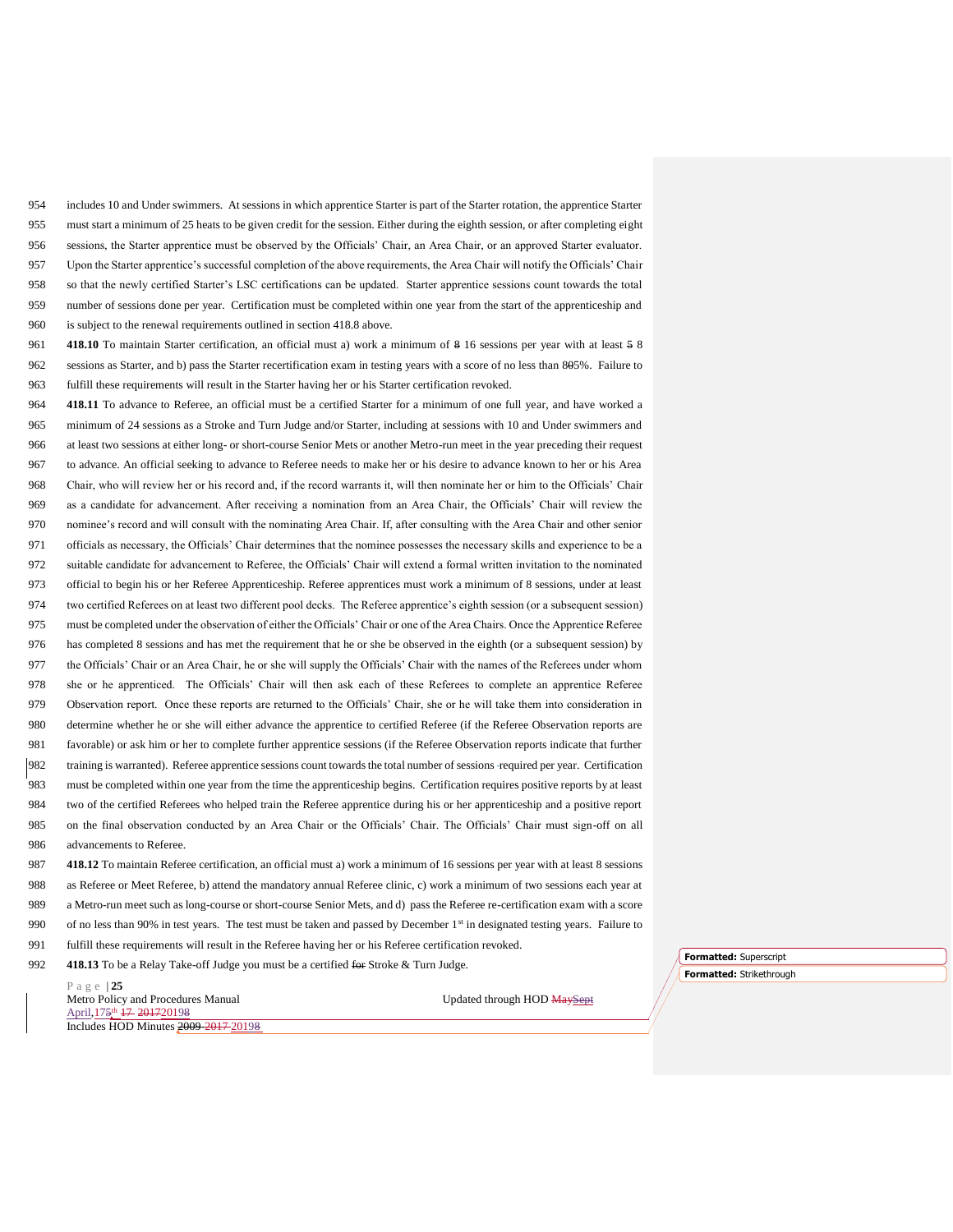includes 10 and Under swimmers. At sessions in which apprentice Starter is part of the Starter rotation, the apprentice Starter must start a minimum of 25 heats to be given credit for the session. Either during the eighth session, or after completing eight sessions, the Starter apprentice must be observed by the Officials' Chair, an Area Chair, or an approved Starter evaluator. Upon the Starter apprentice's successful completion of the above requirements, the Area Chair will notify the Officials' Chair so that the newly certified Starter's LSC certifications can be updated. Starter apprentice sessions count towards the total number of sessions done per year. Certification must be completed within one year from the start of the apprenticeship and is subject to the renewal requirements outlined in section 418.8 above.

**418.10** To maintain Starter certification, an official must a) work a minimum of ~~8~~ 16 sessions per year with at least ~~5~~ 8 sessions as Starter, and b) pass the Starter recertification exam in testing years with a score of no less than 8~~0~~5%. Failure to fulfill these requirements will result in the Starter having her or his Starter certification revoked.

**418.11** To advance to Referee, an official must be a certified Starter for a minimum of one full year, and have worked a minimum of 24 sessions as a Stroke and Turn Judge and/or Starter, including at sessions with 10 and Under swimmers and at least two sessions at either long- or short-course Senior Mets or another Metro-run meet in the year preceding their request to advance. An official seeking to advance to Referee needs to make her or his desire to advance known to her or his Area Chair, who will review her or his record and, if the record warrants it, will then nominate her or him to the Officials' Chair as a candidate for advancement. After receiving a nomination from an Area Chair, the Officials' Chair will review the nominee's record and will consult with the nominating Area Chair. If, after consulting with the Area Chair and other senior officials as necessary, the Officials' Chair determines that the nominee possesses the necessary skills and experience to be a suitable candidate for advancement to Referee, the Officials' Chair will extend a formal written invitation to the nominated official to begin his or her Referee Apprenticeship. Referee apprentices must work a minimum of 8 sessions, under at least two certified Referees on at least two different pool decks. The Referee apprentice's eighth session (or a subsequent session) must be completed under the observation of either the Officials' Chair or one of the Area Chairs. Once the Apprentice Referee has completed 8 sessions and has met the requirement that he or she be observed in the eighth (or a subsequent session) by the Officials' Chair or an Area Chair, he or she will supply the Officials' Chair with the names of the Referees under whom she or he apprenticed. The Officials' Chair will then ask each of these Referees to complete an apprentice Referee Observation report. Once these reports are returned to the Officials' Chair, she or he will take them into consideration in determine whether he or she will either advance the apprentice to certified Referee (if the Referee Observation reports are favorable) or ask him or her to complete further apprentice sessions (if the Referee Observation reports indicate that further training is warranted). Referee apprentice sessions count towards the total number of sessions required per year. Certification must be completed within one year from the time the apprenticeship begins. Certification requires positive reports by at least two of the certified Referees who helped train the Referee apprentice during his or her apprenticeship and a positive report on the final observation conducted by an Area Chair or the Officials' Chair. The Officials' Chair must sign-off on all advancements to Referee.

**418.12** To maintain Referee certification, an official must a) work a minimum of 16 sessions per year with at least 8 sessions as Referee or Meet Referee, b) attend the mandatory annual Referee clinic, c) work a minimum of two sessions each year at a Metro-run meet such as long-course or short-course Senior Mets, and d) pass the Referee re-certification exam with a score of no less than 90% in test years. The test must be taken and passed by December 1st in designated testing years. Failure to fulfill these requirements will result in the Referee having her or his Referee certification revoked.

**418.13** To be a Relay Take-off Judge you must be a certified ~~for~~ Stroke & Turn Judge.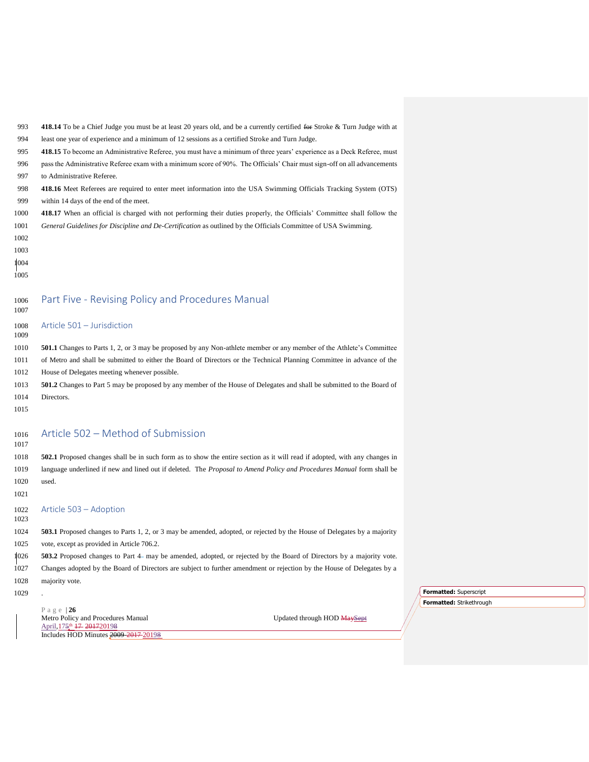**418.14** To be a Chief Judge you must be at least 20 years old, and be a currently certified ~~for~~ Stroke & Turn Judge with at least one year of experience and a minimum of 12 sessions as a certified Stroke and Turn Judge.

**418.15** To become an Administrative Referee, you must have a minimum of three years' experience as a Deck Referee, must pass the Administrative Referee exam with a minimum score of 90%. The Officials' Chair must sign-off on all advancements to Administrative Referee.

**418.16** Meet Referees are required to enter meet information into the USA Swimming Officials Tracking System (OTS) within 14 days of the end of the meet.

**418.17** When an official is charged with not performing their duties properly, the Officials' Committee shall follow the *General Guidelines for Discipline and De-Certification* as outlined by the Officials Committee of USA Swimming.

# Part Five - Revising Policy and Procedures Manual

## Article 501 – Jurisdiction

**501.1** Changes to Parts 1, 2, or 3 may be proposed by any Non-athlete member or any member of the Athlete's Committee of Metro and shall be submitted to either the Board of Directors or the Technical Planning Committee in advance of the House of Delegates meeting whenever possible.

**501.2** Changes to Part 5 may be proposed by any member of the House of Delegates and shall be submitted to the Board of Directors.

## Article 502 – Method of Submission

**502.1** Proposed changes shall be in such form as to show the entire section as it will read if adopted, with any changes in language underlined if new and lined out if deleted. The *Proposal to Amend Policy and Procedures Manual* form shall be used.

## Article 503 – Adoption

**503.1** Proposed changes to Parts 1, 2, or 3 may be amended, adopted, or rejected by the House of Delegates by a majority vote, except as provided in Article 706.2.

**503.2** Proposed changes to Part 4 may be amended, adopted, or rejected by the Board of Directors by a majority vote. Changes adopted by the Board of Directors are subject to further amendment or rejection by the House of Delegates by a majority vote.

.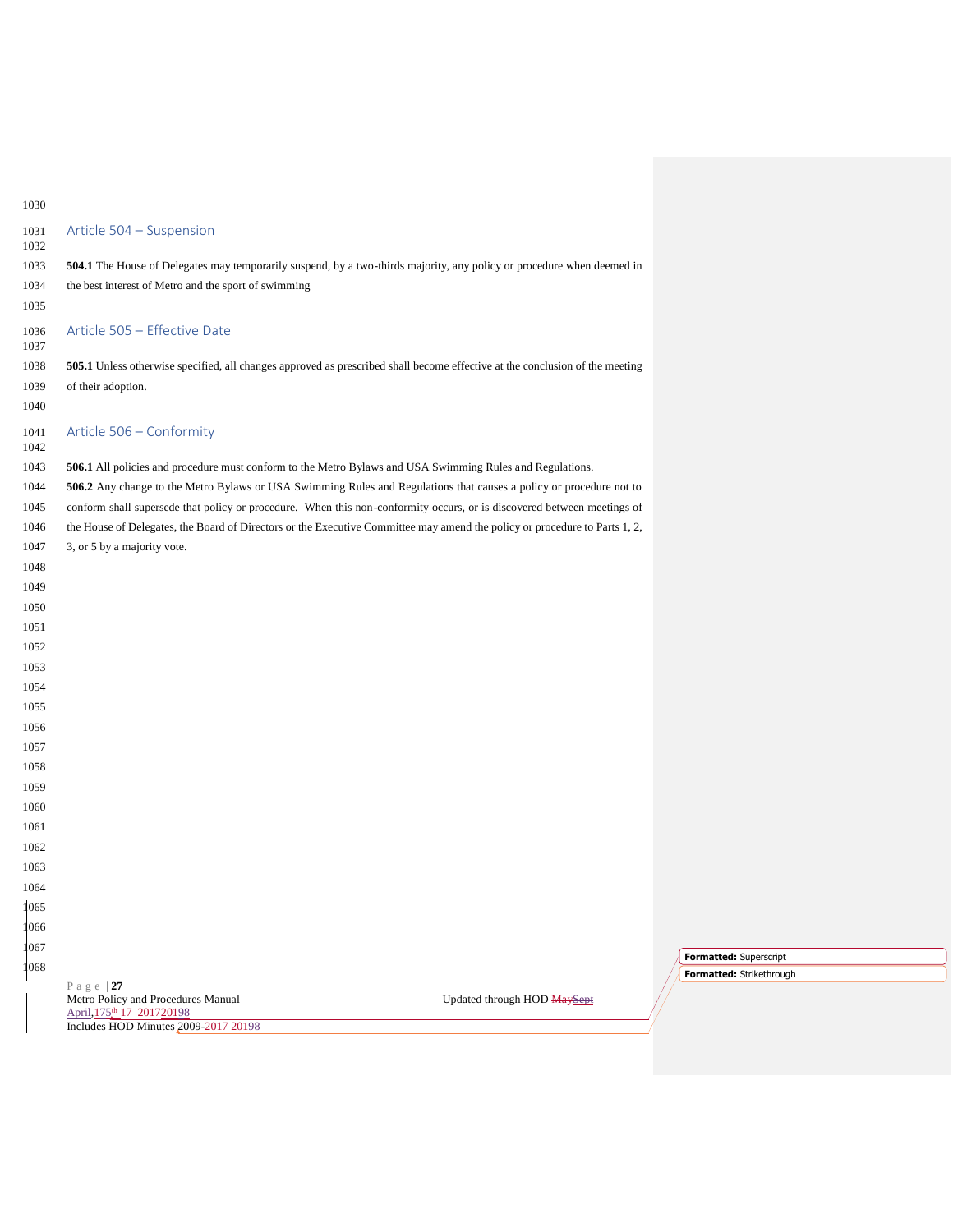## Article 504 – Suspension

**504.1** The House of Delegates may temporarily suspend, by a two-thirds majority, any policy or procedure when deemed in the best interest of Metro and the sport of swimming

## Article 505 – Effective Date

**505.1** Unless otherwise specified, all changes approved as prescribed shall become effective at the conclusion of the meeting of their adoption.

## Article 506 – Conformity

**506.1** All policies and procedure must conform to the Metro Bylaws and USA Swimming Rules and Regulations.

**506.2** Any change to the Metro Bylaws or USA Swimming Rules and Regulations that causes a policy or procedure not to conform shall supersede that policy or procedure. When this non-conformity occurs, or is discovered between meetings of the House of Delegates, the Board of Directors or the Executive Committee may amend the policy or procedure to Parts 1, 2, 3, or 5 by a majority vote.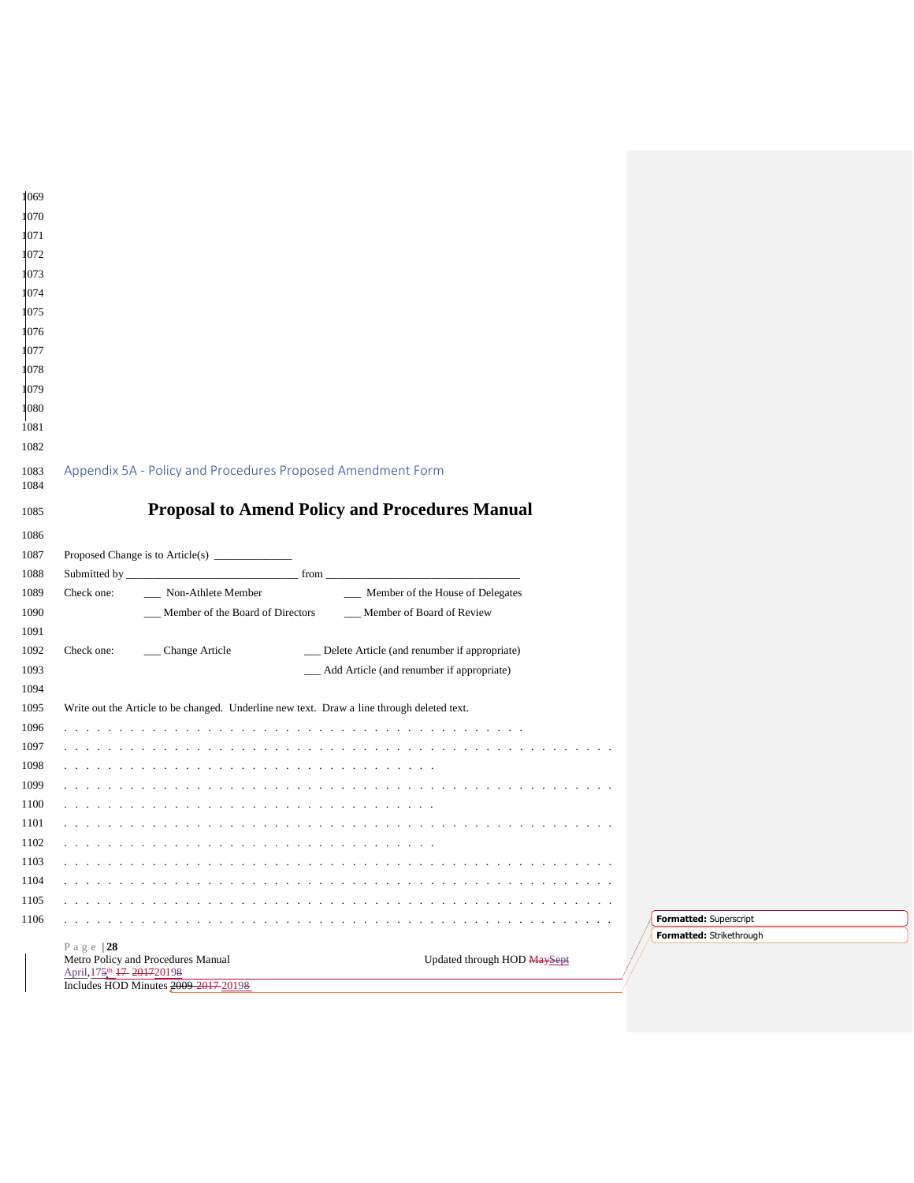## Appendix 5A - Policy and Procedures Proposed Amendment Form

# Proposal to Amend Policy and Procedures Manual

Proposed Change is to Article(s) _____________

Submitted by ______________________________ from ________________________________

Check one: ___ Non-Athlete Member ___ Member of the House of Delegates

___ Member of the Board of Directors ___ Member of Board of Review

Check one: ___ Change Article ___ Delete Article (and renumber if appropriate)

___ Add Article (and renumber if appropriate)

Write out the Article to be changed. Underline new text. Draw a line through deleted text.

. . . . . . . . . . . . . . . . . . . . . . . . . . . . . . . . . . . . . . . . . .

. . . . . . . . . . . . . . . . . . . . . . . . . . . . . . . . . . . . . . . . . . . . . . . . . . . .

. . . . . . . . . . . . . . . . . . . . . . . . . . . . . . . . . .

. . . . . . . . . . . . . . . . . . . . . . . . . . . . . . . . . . . . . . . . . . . . . . . . . . . .

. . . . . . . . . . . . . . . . . . . . . . . . . . . . . . . . . .

. . . . . . . . . . . . . . . . . . . . . . . . . . . . . . . . . . . . . . . . . . . . . . . . . . . .

. . . . . . . . . . . . . . . . . . . . . . . . . . . . . . . . . .

. . . . . . . . . . . . . . . . . . . . . . . . . . . . . . . . . . . . . . . . . . . . . . . . . . . .

. . . . . . . . . . . . . . . . . . . . . . . . . . . . . . . . . . . . . . . . . . . . . . . . . . . .

. . . . . . . . . . . . . . . . . . . . . . . . . . . . . . . . . . . . . . . . . . . . . . . . . . . .

. . . . . . . . . . . . . . . . . . . . . . . . . . . . . . . . . . . . . . . . . . . . . . . . . . . .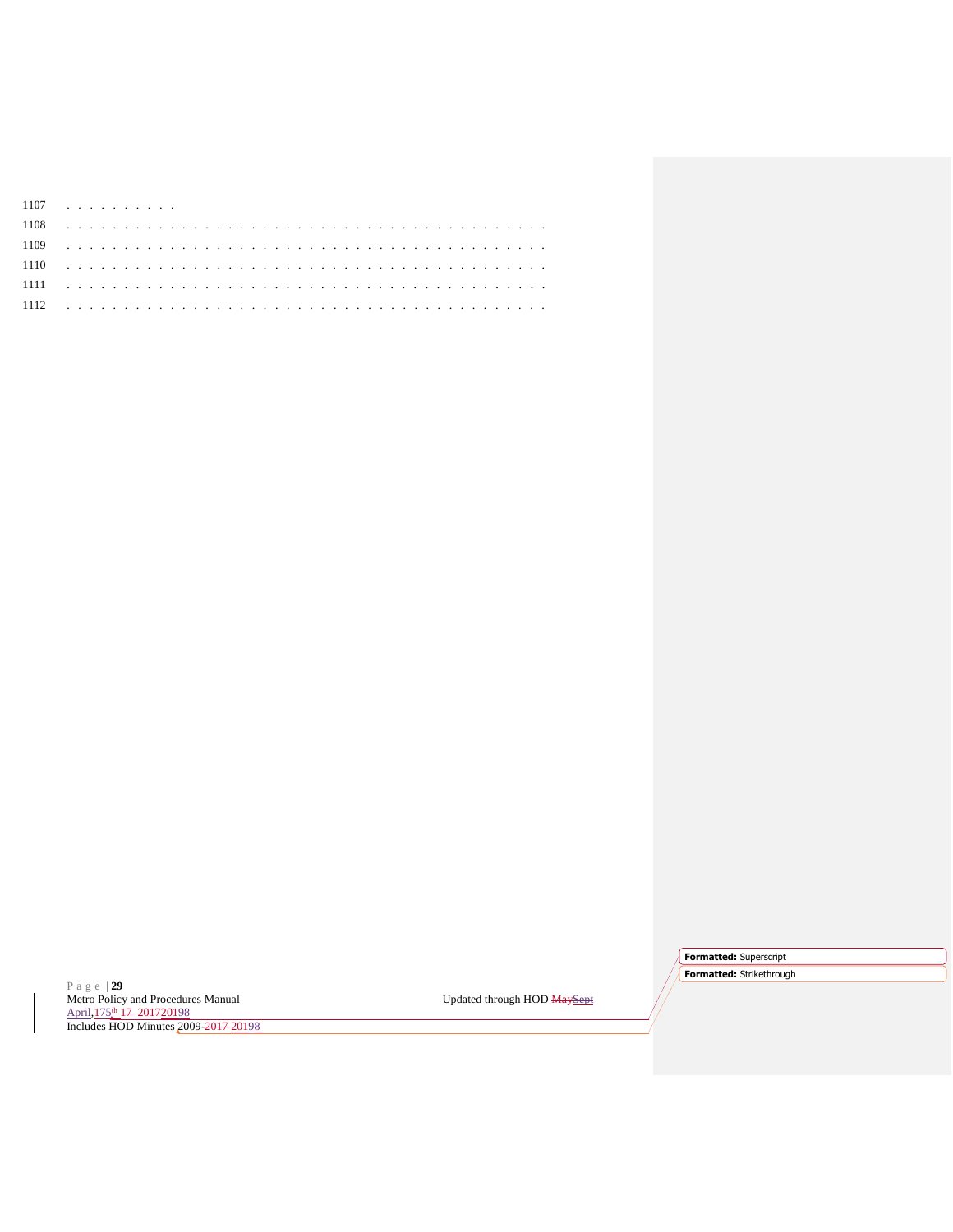1107 . . . . . . . . . .

1108 . . . . . . . . . . . . . . . . . . . . . . . . . . . . . . . . . . . . . . . . . . . . .

1109 . . . . . . . . . . . . . . . . . . . . . . . . . . . . . . . . . . . . . . . . . . . . .

1110 . . . . . . . . . . . . . . . . . . . . . . . . . . . . . . . . . . . . . . . . . . . . .

1111 . . . . . . . . . . . . . . . . . . . . . . . . . . . . . . . . . . . . . . . . . . . . .

1112 . . . . . . . . . . . . . . . . . . . . . . . . . . . . . . . . . . . . . . . . . . . . .

**Formatted:** Superscript

**Formatted:** Strikethrough